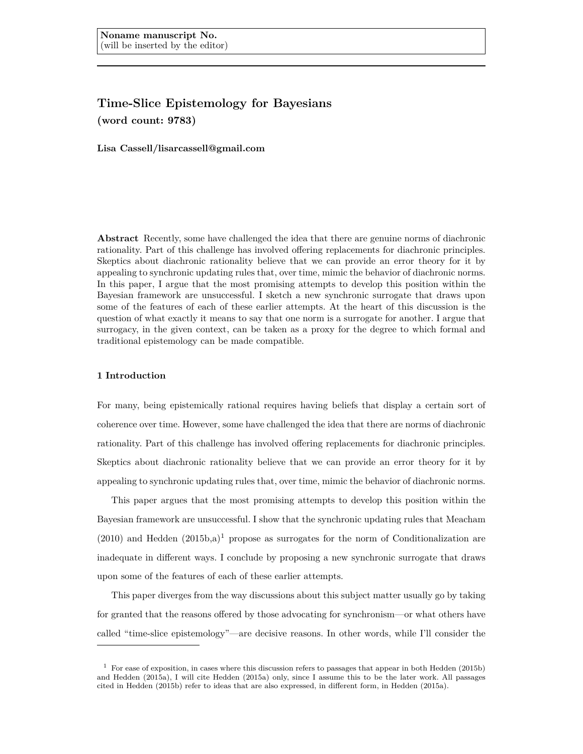**Noname manuscript No.**
(will be inserted by the editor)

# Time-Slice Epistemology for Bayesians

**(word count: 9783)**

**Lisa Cassell/lisarcassell@gmail.com**

**Abstract** Recently, some have challenged the idea that there are genuine norms of diachronic rationality. Part of this challenge has involved offering replacements for diachronic principles. Skeptics about diachronic rationality believe that we can provide an error theory for it by appealing to synchronic updating rules that, over time, mimic the behavior of diachronic norms. In this paper, I argue that the most promising attempts to develop this position within the Bayesian framework are unsuccessful. I sketch a new synchronic surrogate that draws upon some of the features of each of these earlier attempts. At the heart of this discussion is the question of what exactly it means to say that one norm is a surrogate for another. I argue that surrogacy, in the given context, can be taken as a proxy for the degree to which formal and traditional epistemology can be made compatible.

## 1 Introduction

For many, being epistemically rational requires having beliefs that display a certain sort of coherence over time. However, some have challenged the idea that there are norms of diachronic rationality. Part of this challenge has involved offering replacements for diachronic principles. Skeptics about diachronic rationality believe that we can provide an error theory for it by appealing to synchronic updating rules that, over time, mimic the behavior of diachronic norms.

This paper argues that the most promising attempts to develop this position within the Bayesian framework are unsuccessful. I show that the synchronic updating rules that Meacham (2010) and Hedden (2015b,a)[1] propose as surrogates for the norm of Conditionalization are inadequate in different ways. I conclude by proposing a new synchronic surrogate that draws upon some of the features of each of these earlier attempts.

This paper diverges from the way discussions about this subject matter usually go by taking for granted that the reasons offered by those advocating for synchronism—or what others have called "time-slice epistemology"—are decisive reasons. In other words, while I'll consider the

[1] For ease of exposition, in cases where this discussion refers to passages that appear in both Hedden (2015b) and Hedden (2015a), I will cite Hedden (2015a) only, since I assume this to be the later work. All passages cited in Hedden (2015b) refer to ideas that are also expressed, in different form, in Hedden (2015a).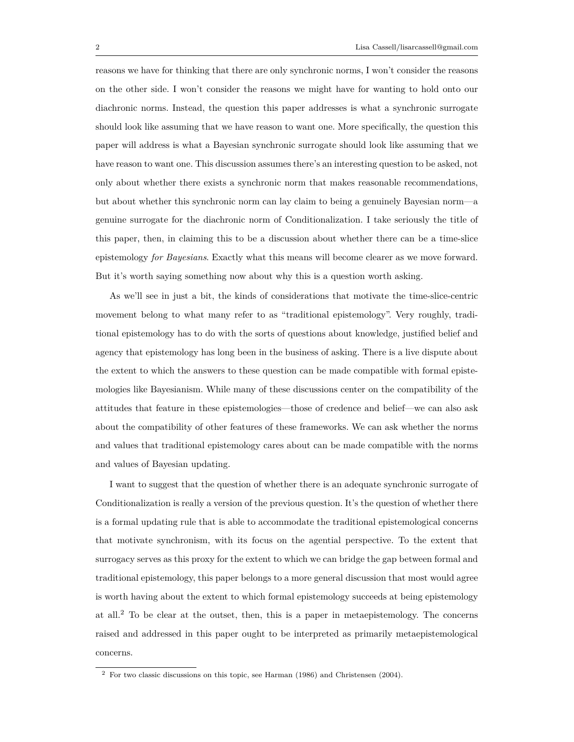reasons we have for thinking that there are only synchronic norms, I won't consider the reasons on the other side. I won't consider the reasons we might have for wanting to hold onto our diachronic norms. Instead, the question this paper addresses is what a synchronic surrogate should look like assuming that we have reason to want one. More specifically, the question this paper will address is what a Bayesian synchronic surrogate should look like assuming that we have reason to want one. This discussion assumes there's an interesting question to be asked, not only about whether there exists a synchronic norm that makes reasonable recommendations, but about whether this synchronic norm can lay claim to being a genuinely Bayesian norm—a genuine surrogate for the diachronic norm of Conditionalization. I take seriously the title of this paper, then, in claiming this to be a discussion about whether there can be a time-slice epistemology *for Bayesians*. Exactly what this means will become clearer as we move forward. But it's worth saying something now about why this is a question worth asking.

As we'll see in just a bit, the kinds of considerations that motivate the time-slice-centric movement belong to what many refer to as "traditional epistemology". Very roughly, traditional epistemology has to do with the sorts of questions about knowledge, justified belief and agency that epistemology has long been in the business of asking. There is a live dispute about the extent to which the answers to these question can be made compatible with formal epistemologies like Bayesianism. While many of these discussions center on the compatibility of the attitudes that feature in these epistemologies—those of credence and belief—we can also ask about the compatibility of other features of these frameworks. We can ask whether the norms and values that traditional epistemology cares about can be made compatible with the norms and values of Bayesian updating.

I want to suggest that the question of whether there is an adequate synchronic surrogate of Conditionalization is really a version of the previous question. It's the question of whether there is a formal updating rule that is able to accommodate the traditional epistemological concerns that motivate synchronism, with its focus on the agential perspective. To the extent that surrogacy serves as this proxy for the extent to which we can bridge the gap between formal and traditional epistemology, this paper belongs to a more general discussion that most would agree is worth having about the extent to which formal epistemology succeeds at being epistemology at all.[2] To be clear at the outset, then, this is a paper in metaepistemology. The concerns raised and addressed in this paper ought to be interpreted as primarily metaepistemological concerns.

[2] For two classic discussions on this topic, see Harman (1986) and Christensen (2004).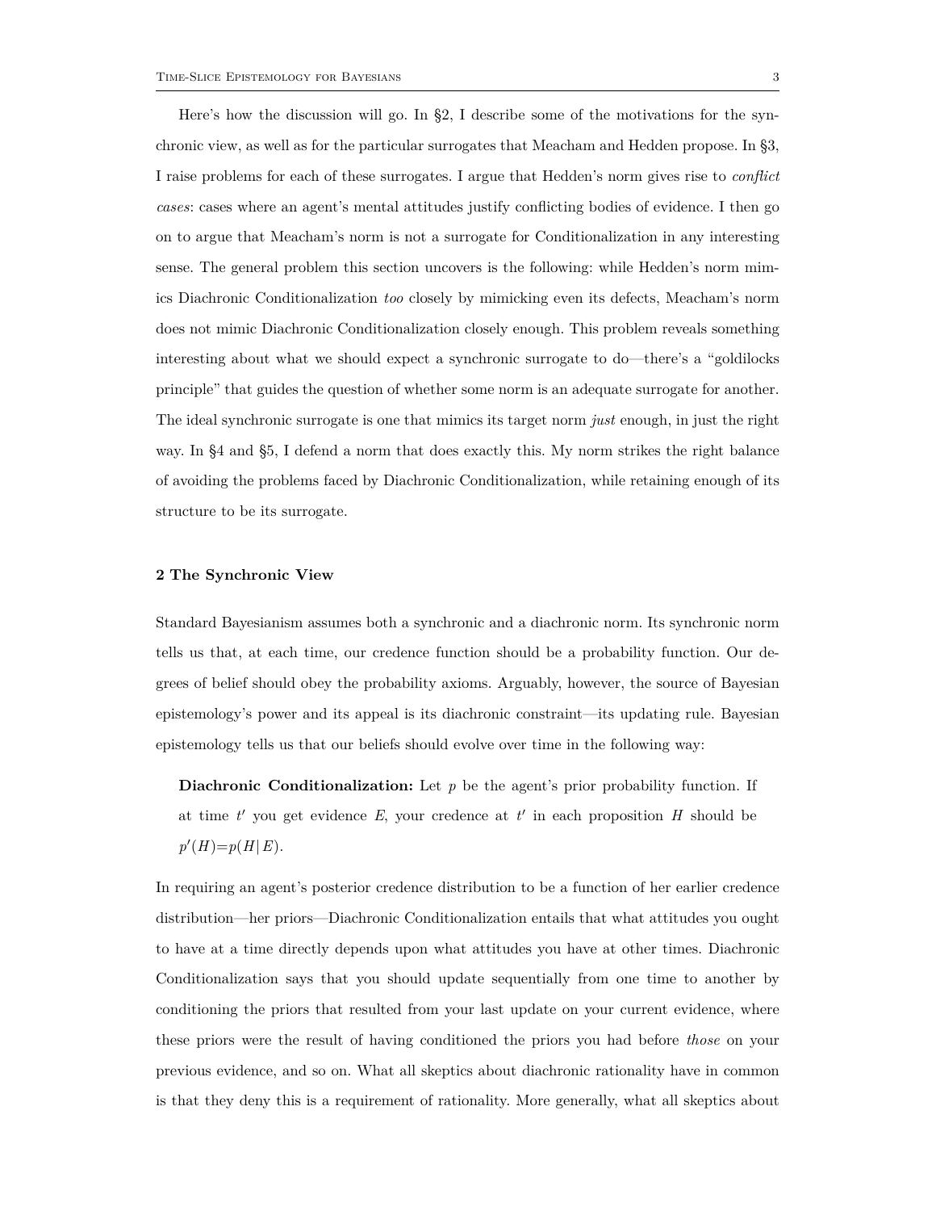Here's how the discussion will go. In §2, I describe some of the motivations for the synchronic view, as well as for the particular surrogates that Meacham and Hedden propose. In §3, I raise problems for each of these surrogates. I argue that Hedden's norm gives rise to *conflict cases*: cases where an agent's mental attitudes justify conflicting bodies of evidence. I then go on to argue that Meacham's norm is not a surrogate for Conditionalization in any interesting sense. The general problem this section uncovers is the following: while Hedden's norm mimics Diachronic Conditionalization *too* closely by mimicking even its defects, Meacham's norm does not mimic Diachronic Conditionalization closely enough. This problem reveals something interesting about what we should expect a synchronic surrogate to do—there's a "goldilocks principle" that guides the question of whether some norm is an adequate surrogate for another. The ideal synchronic surrogate is one that mimics its target norm *just* enough, in just the right way. In §4 and §5, I defend a norm that does exactly this. My norm strikes the right balance of avoiding the problems faced by Diachronic Conditionalization, while retaining enough of its structure to be its surrogate.

## 2 The Synchronic View

Standard Bayesianism assumes both a synchronic and a diachronic norm. Its synchronic norm tells us that, at each time, our credence function should be a probability function. Our degrees of belief should obey the probability axioms. Arguably, however, the source of Bayesian epistemology's power and its appeal is its diachronic constraint—its updating rule. Bayesian epistemology tells us that our beliefs should evolve over time in the following way:

> **Diachronic Conditionalization:** Let $p$ be the agent's prior probability function. If at time $t'$ you get evidence $E$, your credence at $t'$ in each proposition $H$ should be $p'(H){=}p(H|E)$.

In requiring an agent's posterior credence distribution to be a function of her earlier credence distribution—her priors—Diachronic Conditionalization entails that what attitudes you ought to have at a time directly depends upon what attitudes you have at other times. Diachronic Conditionalization says that you should update sequentially from one time to another by conditioning the priors that resulted from your last update on your current evidence, where these priors were the result of having conditioned the priors you had before *those* on your previous evidence, and so on. What all skeptics about diachronic rationality have in common is that they deny this is a requirement of rationality. More generally, what all skeptics about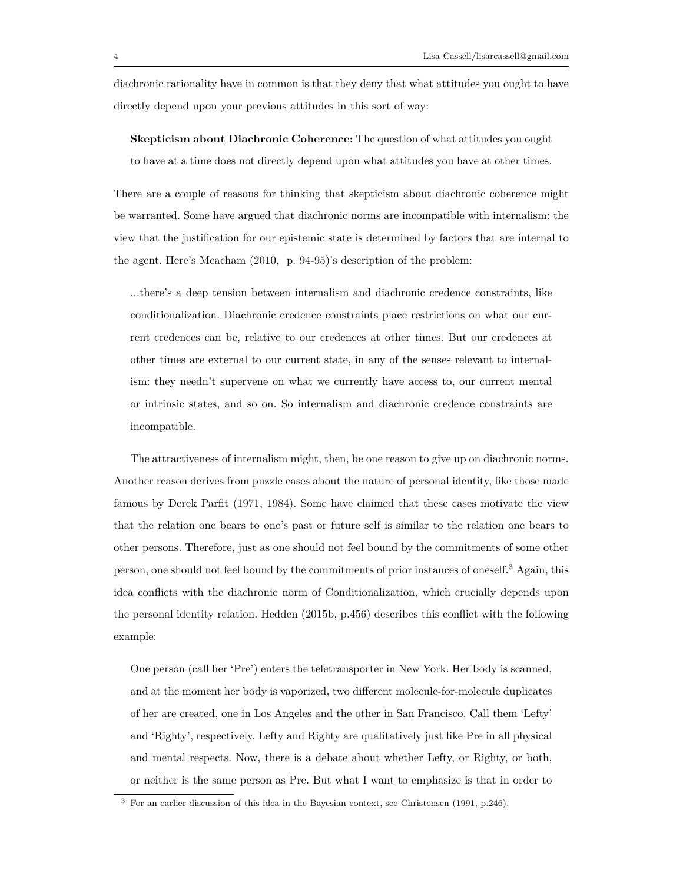diachronic rationality have in common is that they deny that what attitudes you ought to have directly depend upon your previous attitudes in this sort of way:

> **Skepticism about Diachronic Coherence:** The question of what attitudes you ought to have at a time does not directly depend upon what attitudes you have at other times.

There are a couple of reasons for thinking that skepticism about diachronic coherence might be warranted. Some have argued that diachronic norms are incompatible with internalism: the view that the justification for our epistemic state is determined by factors that are internal to the agent. Here's Meacham (2010, p. 94-95)'s description of the problem:

> ...there's a deep tension between internalism and diachronic credence constraints, like conditionalization. Diachronic credence constraints place restrictions on what our current credences can be, relative to our credences at other times. But our credences at other times are external to our current state, in any of the senses relevant to internalism: they needn't supervene on what we currently have access to, our current mental or intrinsic states, and so on. So internalism and diachronic credence constraints are incompatible.

The attractiveness of internalism might, then, be one reason to give up on diachronic norms. Another reason derives from puzzle cases about the nature of personal identity, like those made famous by Derek Parfit (1971, 1984). Some have claimed that these cases motivate the view that the relation one bears to one's past or future self is similar to the relation one bears to other persons. Therefore, just as one should not feel bound by the commitments of some other person, one should not feel bound by the commitments of prior instances of oneself.[3] Again, this idea conflicts with the diachronic norm of Conditionalization, which crucially depends upon the personal identity relation. Hedden (2015b, p.456) describes this conflict with the following example:

> One person (call her 'Pre') enters the teletransporter in New York. Her body is scanned, and at the moment her body is vaporized, two different molecule-for-molecule duplicates of her are created, one in Los Angeles and the other in San Francisco. Call them 'Lefty' and 'Righty', respectively. Lefty and Righty are qualitatively just like Pre in all physical and mental respects. Now, there is a debate about whether Lefty, or Righty, or both, or neither is the same person as Pre. But what I want to emphasize is that in order to

[3] For an earlier discussion of this idea in the Bayesian context, see Christensen (1991, p.246).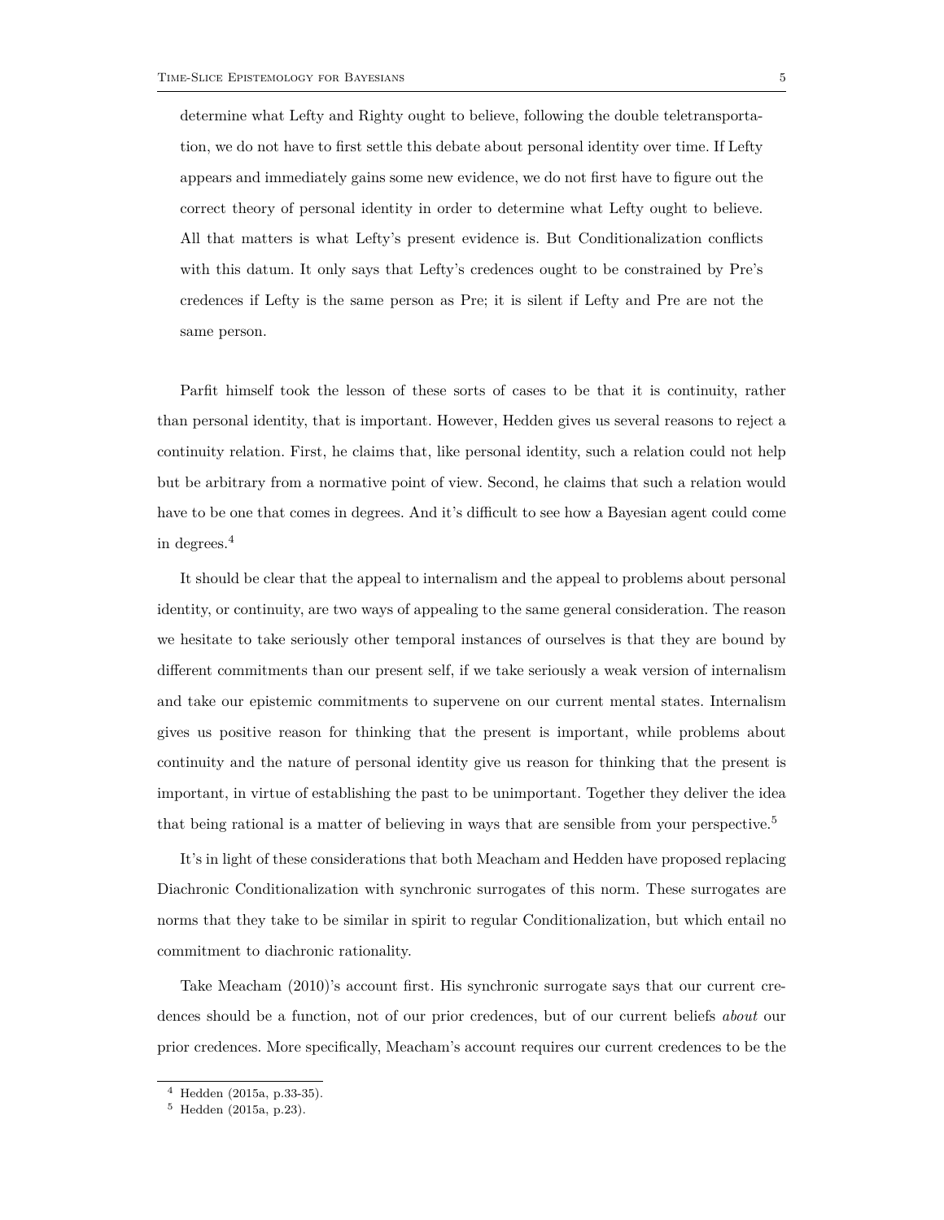determine what Lefty and Righty ought to believe, following the double teletransportation, we do not have to first settle this debate about personal identity over time. If Lefty appears and immediately gains some new evidence, we do not first have to figure out the correct theory of personal identity in order to determine what Lefty ought to believe. All that matters is what Lefty's present evidence is. But Conditionalization conflicts with this datum. It only says that Lefty's credences ought to be constrained by Pre's credences if Lefty is the same person as Pre; it is silent if Lefty and Pre are not the same person.

Parfit himself took the lesson of these sorts of cases to be that it is continuity, rather than personal identity, that is important. However, Hedden gives us several reasons to reject a continuity relation. First, he claims that, like personal identity, such a relation could not help but be arbitrary from a normative point of view. Second, he claims that such a relation would have to be one that comes in degrees. And it's difficult to see how a Bayesian agent could come in degrees.[4]

It should be clear that the appeal to internalism and the appeal to problems about personal identity, or continuity, are two ways of appealing to the same general consideration. The reason we hesitate to take seriously other temporal instances of ourselves is that they are bound by different commitments than our present self, if we take seriously a weak version of internalism and take our epistemic commitments to supervene on our current mental states. Internalism gives us positive reason for thinking that the present is important, while problems about continuity and the nature of personal identity give us reason for thinking that the present is important, in virtue of establishing the past to be unimportant. Together they deliver the idea that being rational is a matter of believing in ways that are sensible from your perspective.[5]

It's in light of these considerations that both Meacham and Hedden have proposed replacing Diachronic Conditionalization with synchronic surrogates of this norm. These surrogates are norms that they take to be similar in spirit to regular Conditionalization, but which entail no commitment to diachronic rationality.

Take Meacham (2010)'s account first. His synchronic surrogate says that our current credences should be a function, not of our prior credences, but of our current beliefs *about* our prior credences. More specifically, Meacham's account requires our current credences to be the

[4] Hedden (2015a, p.33-35).

[5] Hedden (2015a, p.23).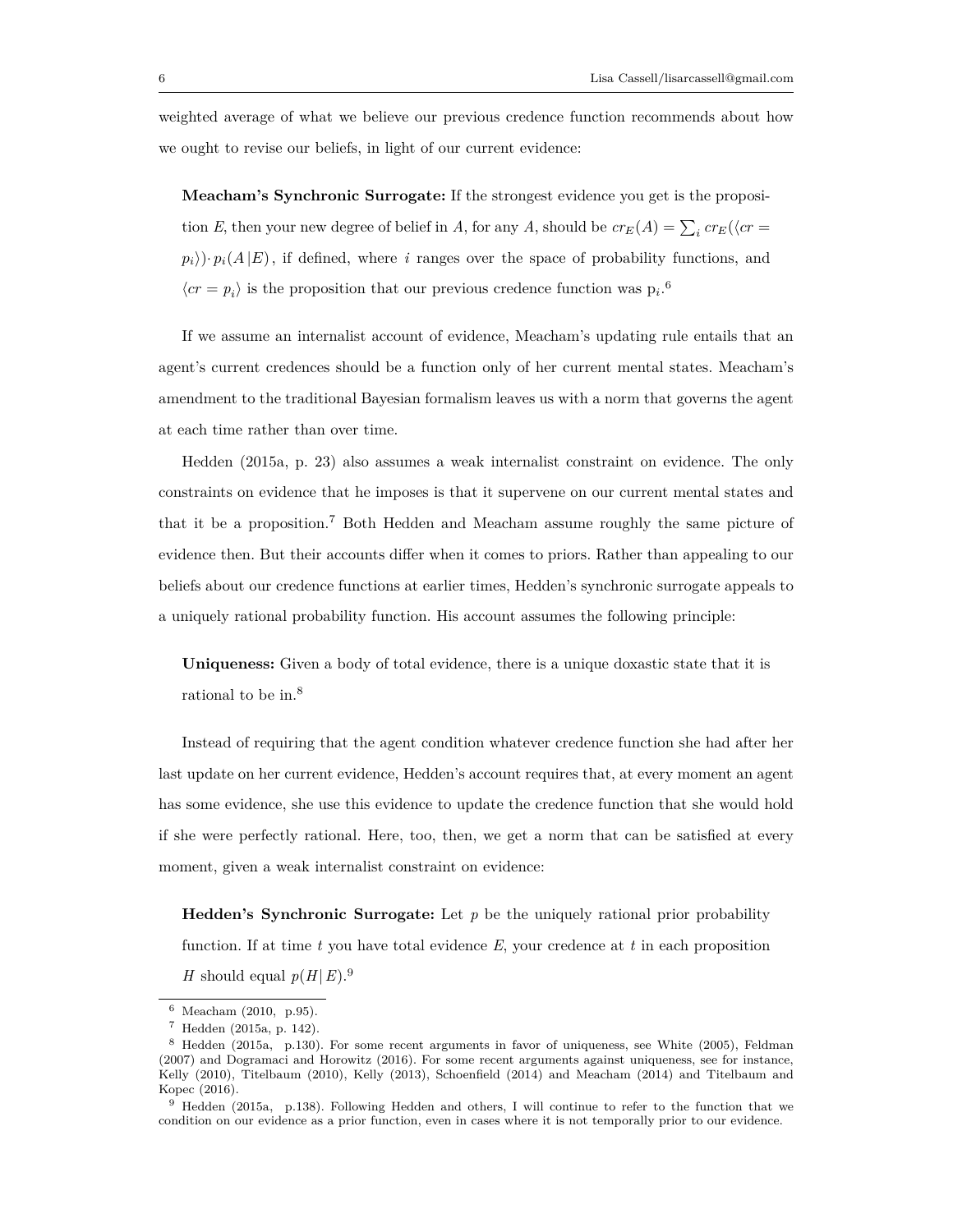weighted average of what we believe our previous credence function recommends about how we ought to revise our beliefs, in light of our current evidence:

> **Meacham's Synchronic Surrogate:** If the strongest evidence you get is the proposition $E$, then your new degree of belief in $A$, for any $A$, should be $cr_E(A) = \sum_i cr_E(\langle cr = p_i \rangle) \cdot p_i(A|E)$, if defined, where $i$ ranges over the space of probability functions, and $\langle cr = p_i \rangle$ is the proposition that our previous credence function was $p_i$.[6]

If we assume an internalist account of evidence, Meacham's updating rule entails that an agent's current credences should be a function only of her current mental states. Meacham's amendment to the traditional Bayesian formalism leaves us with a norm that governs the agent at each time rather than over time.

Hedden (2015a, p. 23) also assumes a weak internalist constraint on evidence. The only constraints on evidence that he imposes is that it supervene on our current mental states and that it be a proposition.[7] Both Hedden and Meacham assume roughly the same picture of evidence then. But their accounts differ when it comes to priors. Rather than appealing to our beliefs about our credence functions at earlier times, Hedden's synchronic surrogate appeals to a uniquely rational probability function. His account assumes the following principle:

> **Uniqueness:** Given a body of total evidence, there is a unique doxastic state that it is rational to be in.[8]

Instead of requiring that the agent condition whatever credence function she had after her last update on her current evidence, Hedden's account requires that, at every moment an agent has some evidence, she use this evidence to update the credence function that she would hold if she were perfectly rational. Here, too, then, we get a norm that can be satisfied at every moment, given a weak internalist constraint on evidence:

> **Hedden's Synchronic Surrogate:** Let $p$ be the uniquely rational prior probability function. If at time $t$ you have total evidence $E$, your credence at $t$ in each proposition $H$ should equal $p(H|E)$.[9]

---

[6] Meacham (2010, p.95).

[7] Hedden (2015a, p. 142).

[8] Hedden (2015a, p.130). For some recent arguments in favor of uniqueness, see White (2005), Feldman (2007) and Dogramaci and Horowitz (2016). For some recent arguments against uniqueness, see for instance, Kelly (2010), Titelbaum (2010), Kelly (2013), Schoenfield (2014) and Meacham (2014) and Titelbaum and Kopec (2016).

[9] Hedden (2015a, p.138). Following Hedden and others, I will continue to refer to the function that we condition on our evidence as a prior function, even in cases where it is not temporally prior to our evidence.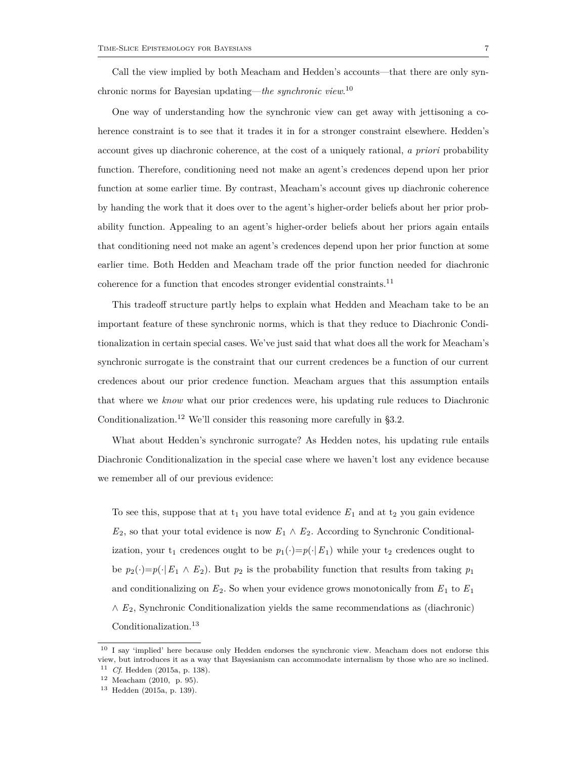Call the view implied by both Meacham and Hedden's accounts—that there are only synchronic norms for Bayesian updating—*the synchronic view*.[10]

One way of understanding how the synchronic view can get away with jettisoning a coherence constraint is to see that it trades it in for a stronger constraint elsewhere. Hedden's account gives up diachronic coherence, at the cost of a uniquely rational, *a priori* probability function. Therefore, conditioning need not make an agent's credences depend upon her prior function at some earlier time. By contrast, Meacham's account gives up diachronic coherence by handing the work that it does over to the agent's higher-order beliefs about her prior probability function. Appealing to an agent's higher-order beliefs about her priors again entails that conditioning need not make an agent's credences depend upon her prior function at some earlier time. Both Hedden and Meacham trade off the prior function needed for diachronic coherence for a function that encodes stronger evidential constraints.[11]

This tradeoff structure partly helps to explain what Hedden and Meacham take to be an important feature of these synchronic norms, which is that they reduce to Diachronic Conditionalization in certain special cases. We've just said that what does all the work for Meacham's synchronic surrogate is the constraint that our current credences be a function of our current credences about our prior credence function. Meacham argues that this assumption entails that where we *know* what our prior credences were, his updating rule reduces to Diachronic Conditionalization.[12] We'll consider this reasoning more carefully in §3.2.

What about Hedden's synchronic surrogate? As Hedden notes, his updating rule entails Diachronic Conditionalization in the special case where we haven't lost any evidence because we remember all of our previous evidence:

> To see this, suppose that at $t_1$ you have total evidence $E_1$ and at $t_2$ you gain evidence $E_2$, so that your total evidence is now $E_1 \wedge E_2$. According to Synchronic Conditionalization, your $t_1$ credences ought to be $p_1(\cdot)=p(\cdot|\, E_1)$ while your $t_2$ credences ought to be $p_2(\cdot)=p(\cdot|\, E_1 \wedge E_2)$. But $p_2$ is the probability function that results from taking $p_1$ and conditionalizing on $E_2$. So when your evidence grows monotonically from $E_1$ to $E_1 \wedge E_2$, Synchronic Conditionalization yields the same recommendations as (diachronic) Conditionalization.[13]

---

[10] I say 'implied' here because only Hedden endorses the synchronic view. Meacham does not endorse this view, but introduces it as a way that Bayesianism can accommodate internalism by those who are so inclined.

[11] *Cf.* Hedden (2015a, p. 138).

[12] Meacham (2010, p. 95).

[13] Hedden (2015a, p. 139).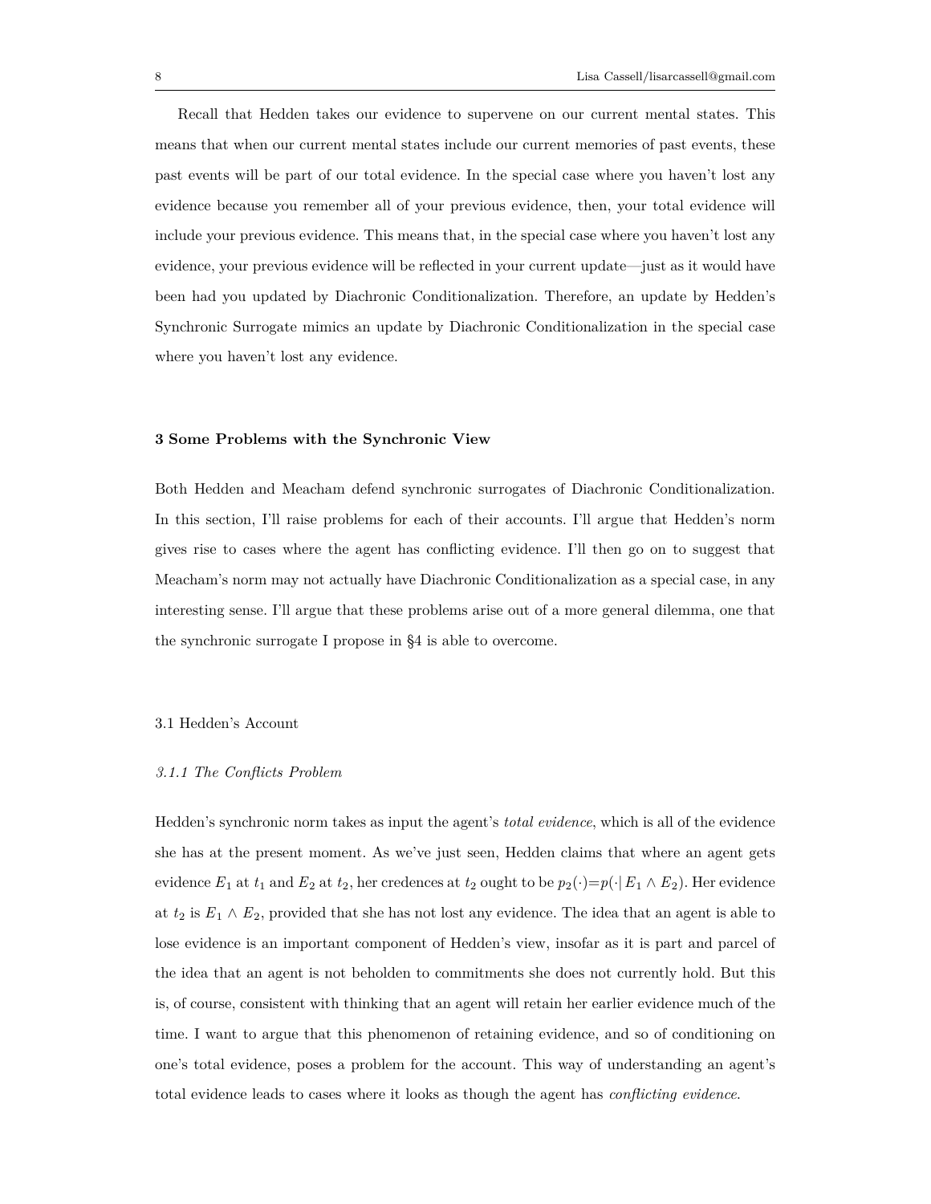Recall that Hedden takes our evidence to supervene on our current mental states. This means that when our current mental states include our current memories of past events, these past events will be part of our total evidence. In the special case where you haven't lost any evidence because you remember all of your previous evidence, then, your total evidence will include your previous evidence. This means that, in the special case where you haven't lost any evidence, your previous evidence will be reflected in your current update—just as it would have been had you updated by Diachronic Conditionalization. Therefore, an update by Hedden's Synchronic Surrogate mimics an update by Diachronic Conditionalization in the special case where you haven't lost any evidence.

## 3 Some Problems with the Synchronic View

Both Hedden and Meacham defend synchronic surrogates of Diachronic Conditionalization. In this section, I'll raise problems for each of their accounts. I'll argue that Hedden's norm gives rise to cases where the agent has conflicting evidence. I'll then go on to suggest that Meacham's norm may not actually have Diachronic Conditionalization as a special case, in any interesting sense. I'll argue that these problems arise out of a more general dilemma, one that the synchronic surrogate I propose in §4 is able to overcome.

### 3.1 Hedden's Account

#### *3.1.1 The Conflicts Problem*

Hedden's synchronic norm takes as input the agent's *total evidence*, which is all of the evidence she has at the present moment. As we've just seen, Hedden claims that where an agent gets evidence $E_1$ at $t_1$ and $E_2$ at $t_2$, her credences at $t_2$ ought to be $p_2(\cdot)=p(\cdot| E_1 \wedge E_2)$. Her evidence at $t_2$ is $E_1 \wedge E_2$, provided that she has not lost any evidence. The idea that an agent is able to lose evidence is an important component of Hedden's view, insofar as it is part and parcel of the idea that an agent is not beholden to commitments she does not currently hold. But this is, of course, consistent with thinking that an agent will retain her earlier evidence much of the time. I want to argue that this phenomenon of retaining evidence, and so of conditioning on one's total evidence, poses a problem for the account. This way of understanding an agent's total evidence leads to cases where it looks as though the agent has *conflicting evidence*.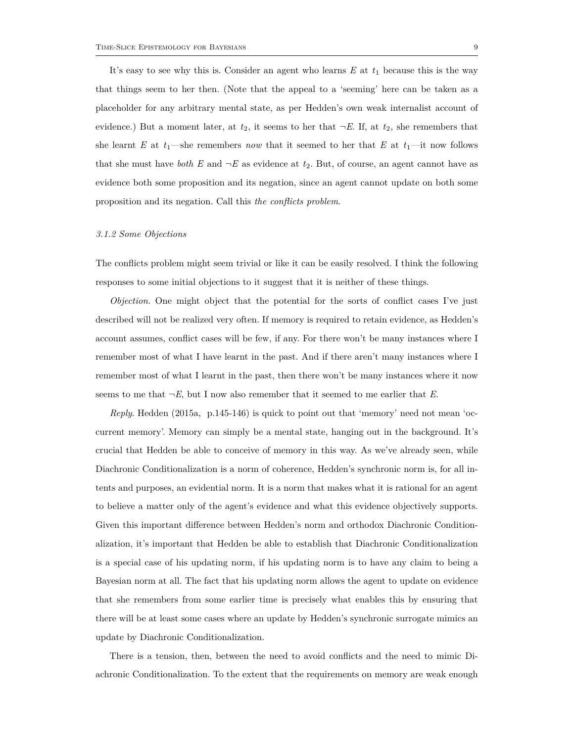It's easy to see why this is. Consider an agent who learns $E$ at $t_1$ because this is the way that things seem to her then. (Note that the appeal to a 'seeming' here can be taken as a placeholder for any arbitrary mental state, as per Hedden's own weak internalist account of evidence.) But a moment later, at $t_2$, it seems to her that $\neg E$. If, at $t_2$, she remembers that she learnt $E$ at $t_1$—she remembers *now* that it seemed to her that $E$ at $t_1$—it now follows that she must have *both* $E$ and $\neg E$ as evidence at $t_2$. But, of course, an agent cannot have as evidence both some proposition and its negation, since an agent cannot update on both some proposition and its negation. Call this *the conflicts problem*.

#### *3.1.2 Some Objections*

The conflicts problem might seem trivial or like it can be easily resolved. I think the following responses to some initial objections to it suggest that it is neither of these things.

*Objection*. One might object that the potential for the sorts of conflict cases I've just described will not be realized very often. If memory is required to retain evidence, as Hedden's account assumes, conflict cases will be few, if any. For there won't be many instances where I remember most of what I have learnt in the past. And if there aren't many instances where I remember most of what I learnt in the past, then there won't be many instances where it now seems to me that $\neg E$, but I now also remember that it seemed to me earlier that $E$.

*Reply*. Hedden (2015a, p.145-146) is quick to point out that 'memory' need not mean 'occurrent memory'. Memory can simply be a mental state, hanging out in the background. It's crucial that Hedden be able to conceive of memory in this way. As we've already seen, while Diachronic Conditionalization is a norm of coherence, Hedden's synchronic norm is, for all intents and purposes, an evidential norm. It is a norm that makes what it is rational for an agent to believe a matter only of the agent's evidence and what this evidence objectively supports. Given this important difference between Hedden's norm and orthodox Diachronic Conditionalization, it's important that Hedden be able to establish that Diachronic Conditionalization is a special case of his updating norm, if his updating norm is to have any claim to being a Bayesian norm at all. The fact that his updating norm allows the agent to update on evidence that she remembers from some earlier time is precisely what enables this by ensuring that there will be at least some cases where an update by Hedden's synchronic surrogate mimics an update by Diachronic Conditionalization.

There is a tension, then, between the need to avoid conflicts and the need to mimic Diachronic Conditionalization. To the extent that the requirements on memory are weak enough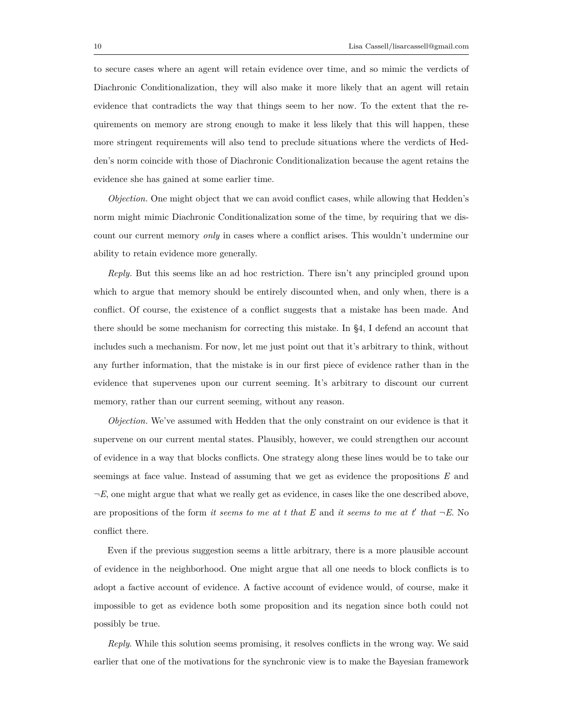to secure cases where an agent will retain evidence over time, and so mimic the verdicts of Diachronic Conditionalization, they will also make it more likely that an agent will retain evidence that contradicts the way that things seem to her now. To the extent that the requirements on memory are strong enough to make it less likely that this will happen, these more stringent requirements will also tend to preclude situations where the verdicts of Hedden's norm coincide with those of Diachronic Conditionalization because the agent retains the evidence she has gained at some earlier time.

*Objection.* One might object that we can avoid conflict cases, while allowing that Hedden's norm might mimic Diachronic Conditionalization some of the time, by requiring that we discount our current memory *only* in cases where a conflict arises. This wouldn't undermine our ability to retain evidence more generally.

*Reply.* But this seems like an ad hoc restriction. There isn't any principled ground upon which to argue that memory should be entirely discounted when, and only when, there is a conflict. Of course, the existence of a conflict suggests that a mistake has been made. And there should be some mechanism for correcting this mistake. In §4, I defend an account that includes such a mechanism. For now, let me just point out that it's arbitrary to think, without any further information, that the mistake is in our first piece of evidence rather than in the evidence that supervenes upon our current seeming. It's arbitrary to discount our current memory, rather than our current seeming, without any reason.

*Objection.* We've assumed with Hedden that the only constraint on our evidence is that it supervene on our current mental states. Plausibly, however, we could strengthen our account of evidence in a way that blocks conflicts. One strategy along these lines would be to take our seemings at face value. Instead of assuming that we get as evidence the propositions $E$ and $\neg E$, one might argue that what we really get as evidence, in cases like the one described above, are propositions of the form *it seems to me at* $t$ *that* $E$ and *it seems to me at* $t'$ *that* $\neg E$. No conflict there.

Even if the previous suggestion seems a little arbitrary, there is a more plausible account of evidence in the neighborhood. One might argue that all one needs to block conflicts is to adopt a factive account of evidence. A factive account of evidence would, of course, make it impossible to get as evidence both some proposition and its negation since both could not possibly be true.

*Reply.* While this solution seems promising, it resolves conflicts in the wrong way. We said earlier that one of the motivations for the synchronic view is to make the Bayesian framework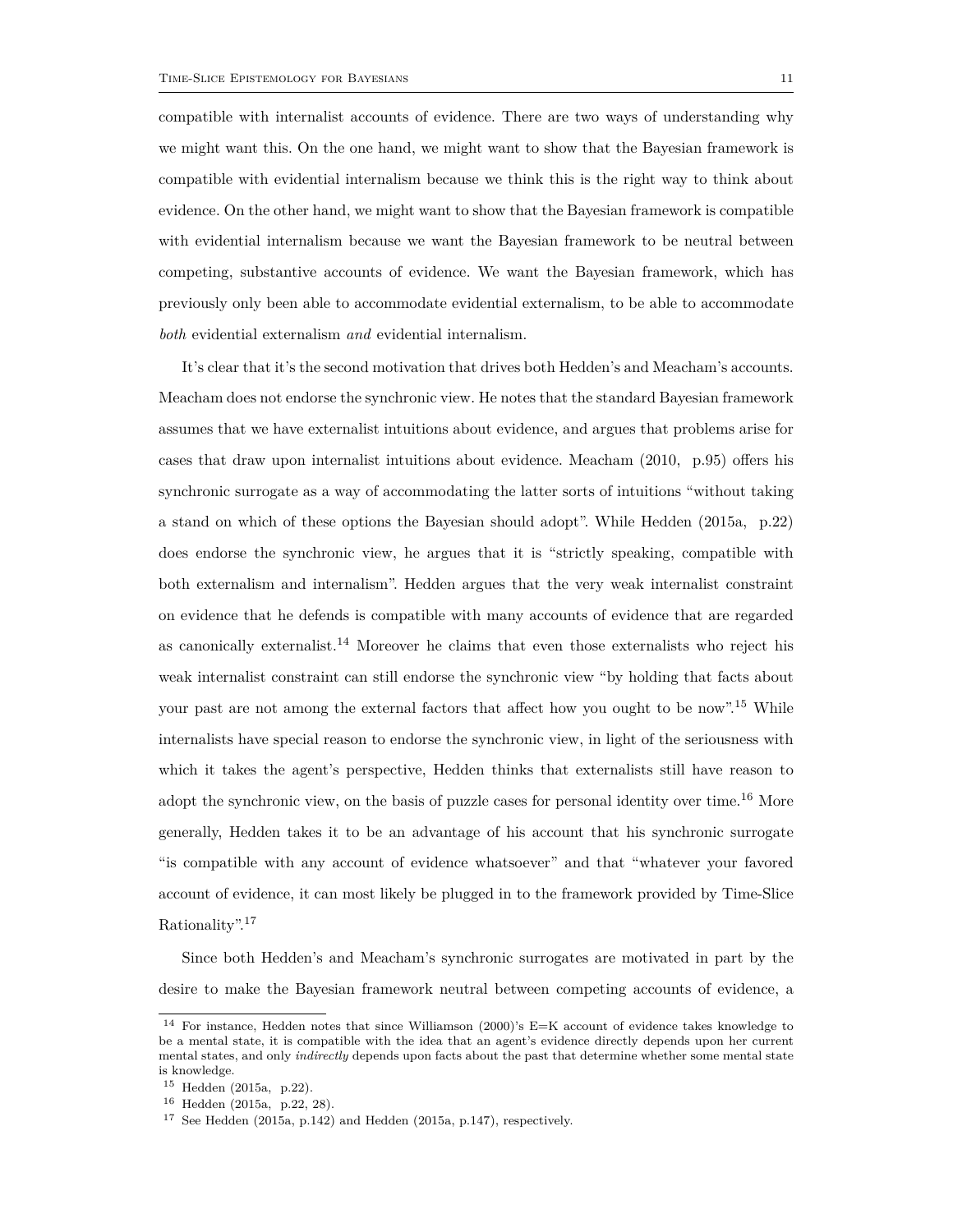compatible with internalist accounts of evidence. There are two ways of understanding why we might want this. On the one hand, we might want to show that the Bayesian framework is compatible with evidential internalism because we think this is the right way to think about evidence. On the other hand, we might want to show that the Bayesian framework is compatible with evidential internalism because we want the Bayesian framework to be neutral between competing, substantive accounts of evidence. We want the Bayesian framework, which has previously only been able to accommodate evidential externalism, to be able to accommodate *both* evidential externalism *and* evidential internalism.

It's clear that it's the second motivation that drives both Hedden's and Meacham's accounts. Meacham does not endorse the synchronic view. He notes that the standard Bayesian framework assumes that we have externalist intuitions about evidence, and argues that problems arise for cases that draw upon internalist intuitions about evidence. Meacham (2010, p.95) offers his synchronic surrogate as a way of accommodating the latter sorts of intuitions "without taking a stand on which of these options the Bayesian should adopt". While Hedden (2015a, p.22) does endorse the synchronic view, he argues that it is "strictly speaking, compatible with both externalism and internalism". Hedden argues that the very weak internalist constraint on evidence that he defends is compatible with many accounts of evidence that are regarded as canonically externalist.[14] Moreover he claims that even those externalists who reject his weak internalist constraint can still endorse the synchronic view "by holding that facts about your past are not among the external factors that affect how you ought to be now".[15] While internalists have special reason to endorse the synchronic view, in light of the seriousness with which it takes the agent's perspective, Hedden thinks that externalists still have reason to adopt the synchronic view, on the basis of puzzle cases for personal identity over time.[16] More generally, Hedden takes it to be an advantage of his account that his synchronic surrogate "is compatible with any account of evidence whatsoever" and that "whatever your favored account of evidence, it can most likely be plugged in to the framework provided by Time-Slice Rationality".[17]

Since both Hedden's and Meacham's synchronic surrogates are motivated in part by the desire to make the Bayesian framework neutral between competing accounts of evidence, a

[14] For instance, Hedden notes that since Williamson (2000)'s E=K account of evidence takes knowledge to be a mental state, it is compatible with the idea that an agent's evidence directly depends upon her current mental states, and only *indirectly* depends upon facts about the past that determine whether some mental state is knowledge.

[15] Hedden (2015a, p.22).

[16] Hedden (2015a, p.22, 28).

[17] See Hedden (2015a, p.142) and Hedden (2015a, p.147), respectively.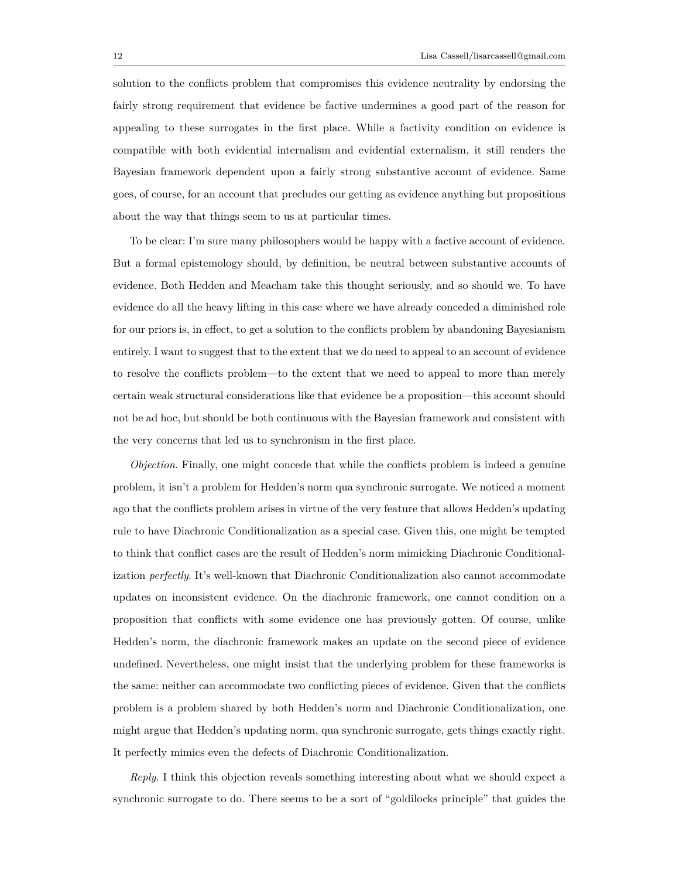solution to the conflicts problem that compromises this evidence neutrality by endorsing the fairly strong requirement that evidence be factive undermines a good part of the reason for appealing to these surrogates in the first place. While a factivity condition on evidence is compatible with both evidential internalism and evidential externalism, it still renders the Bayesian framework dependent upon a fairly strong substantive account of evidence. Same goes, of course, for an account that precludes our getting as evidence anything but propositions about the way that things seem to us at particular times.

To be clear: I'm sure many philosophers would be happy with a factive account of evidence. But a formal epistemology should, by definition, be neutral between substantive accounts of evidence. Both Hedden and Meacham take this thought seriously, and so should we. To have evidence do all the heavy lifting in this case where we have already conceded a diminished role for our priors is, in effect, to get a solution to the conflicts problem by abandoning Bayesianism entirely. I want to suggest that to the extent that we do need to appeal to an account of evidence to resolve the conflicts problem—to the extent that we need to appeal to more than merely certain weak structural considerations like that evidence be a proposition—this account should not be ad hoc, but should be both continuous with the Bayesian framework and consistent with the very concerns that led us to synchronism in the first place.

*Objection.* Finally, one might concede that while the conflicts problem is indeed a genuine problem, it isn't a problem for Hedden's norm qua synchronic surrogate. We noticed a moment ago that the conflicts problem arises in virtue of the very feature that allows Hedden's updating rule to have Diachronic Conditionalization as a special case. Given this, one might be tempted to think that conflict cases are the result of Hedden's norm mimicking Diachronic Conditionalization *perfectly*. It's well-known that Diachronic Conditionalization also cannot accommodate updates on inconsistent evidence. On the diachronic framework, one cannot condition on a proposition that conflicts with some evidence one has previously gotten. Of course, unlike Hedden's norm, the diachronic framework makes an update on the second piece of evidence undefined. Nevertheless, one might insist that the underlying problem for these frameworks is the same: neither can accommodate two conflicting pieces of evidence. Given that the conflicts problem is a problem shared by both Hedden's norm and Diachronic Conditionalization, one might argue that Hedden's updating norm, qua synchronic surrogate, gets things exactly right. It perfectly mimics even the defects of Diachronic Conditionalization.

*Reply.* I think this objection reveals something interesting about what we should expect a synchronic surrogate to do. There seems to be a sort of "goldilocks principle" that guides the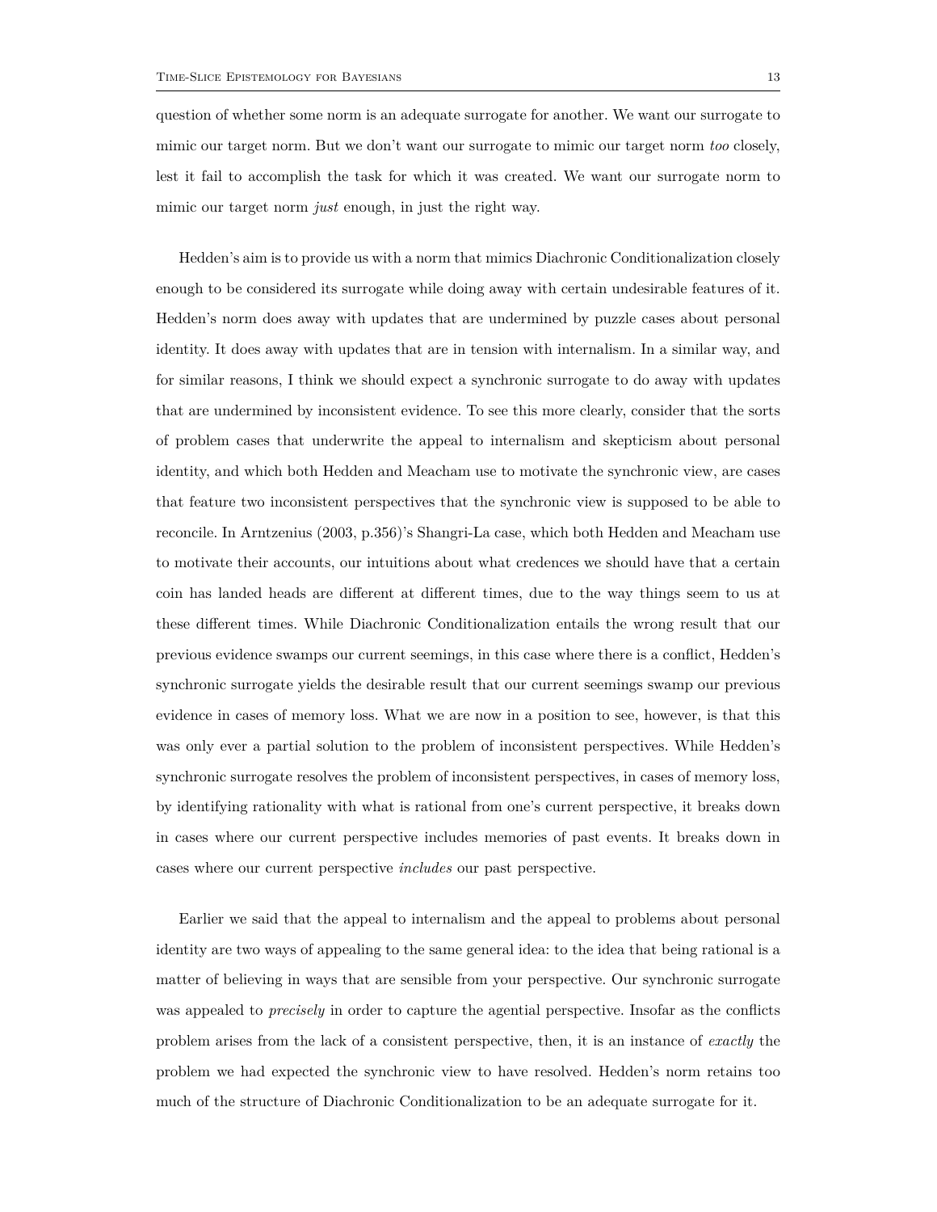question of whether some norm is an adequate surrogate for another. We want our surrogate to mimic our target norm. But we don't want our surrogate to mimic our target norm *too* closely, lest it fail to accomplish the task for which it was created. We want our surrogate norm to mimic our target norm *just* enough, in just the right way.

Hedden's aim is to provide us with a norm that mimics Diachronic Conditionalization closely enough to be considered its surrogate while doing away with certain undesirable features of it. Hedden's norm does away with updates that are undermined by puzzle cases about personal identity. It does away with updates that are in tension with internalism. In a similar way, and for similar reasons, I think we should expect a synchronic surrogate to do away with updates that are undermined by inconsistent evidence. To see this more clearly, consider that the sorts of problem cases that underwrite the appeal to internalism and skepticism about personal identity, and which both Hedden and Meacham use to motivate the synchronic view, are cases that feature two inconsistent perspectives that the synchronic view is supposed to be able to reconcile. In Arntzenius (2003, p.356)'s Shangri-La case, which both Hedden and Meacham use to motivate their accounts, our intuitions about what credences we should have that a certain coin has landed heads are different at different times, due to the way things seem to us at these different times. While Diachronic Conditionalization entails the wrong result that our previous evidence swamps our current seemings, in this case where there is a conflict, Hedden's synchronic surrogate yields the desirable result that our current seemings swamp our previous evidence in cases of memory loss. What we are now in a position to see, however, is that this was only ever a partial solution to the problem of inconsistent perspectives. While Hedden's synchronic surrogate resolves the problem of inconsistent perspectives, in cases of memory loss, by identifying rationality with what is rational from one's current perspective, it breaks down in cases where our current perspective includes memories of past events. It breaks down in cases where our current perspective *includes* our past perspective.

Earlier we said that the appeal to internalism and the appeal to problems about personal identity are two ways of appealing to the same general idea: to the idea that being rational is a matter of believing in ways that are sensible from your perspective. Our synchronic surrogate was appealed to *precisely* in order to capture the agential perspective. Insofar as the conflicts problem arises from the lack of a consistent perspective, then, it is an instance of *exactly* the problem we had expected the synchronic view to have resolved. Hedden's norm retains too much of the structure of Diachronic Conditionalization to be an adequate surrogate for it.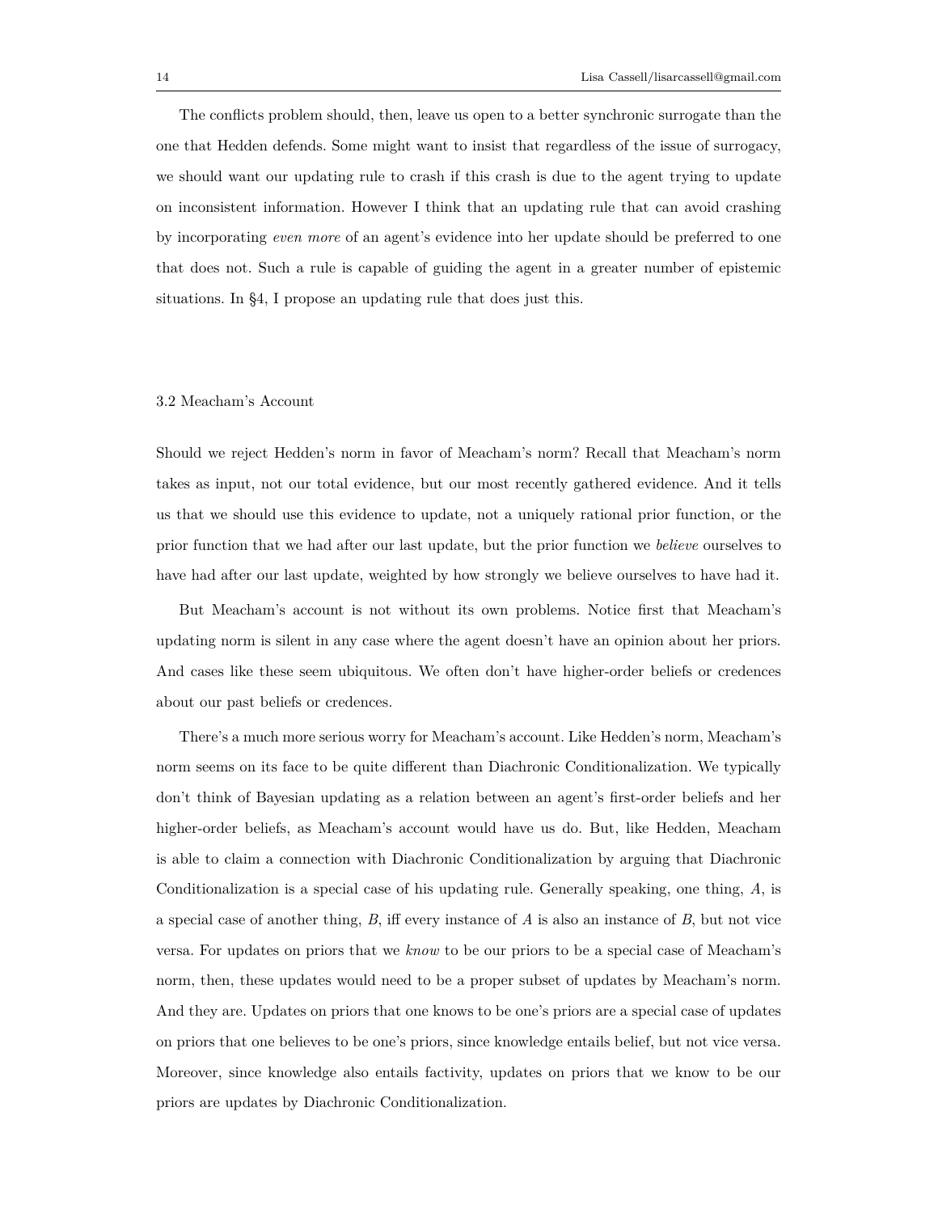The conflicts problem should, then, leave us open to a better synchronic surrogate than the one that Hedden defends. Some might want to insist that regardless of the issue of surrogacy, we should want our updating rule to crash if this crash is due to the agent trying to update on inconsistent information. However I think that an updating rule that can avoid crashing by incorporating *even more* of an agent's evidence into her update should be preferred to one that does not. Such a rule is capable of guiding the agent in a greater number of epistemic situations. In §4, I propose an updating rule that does just this.

### 3.2 Meacham's Account

Should we reject Hedden's norm in favor of Meacham's norm? Recall that Meacham's norm takes as input, not our total evidence, but our most recently gathered evidence. And it tells us that we should use this evidence to update, not a uniquely rational prior function, or the prior function that we had after our last update, but the prior function we *believe* ourselves to have had after our last update, weighted by how strongly we believe ourselves to have had it.

But Meacham's account is not without its own problems. Notice first that Meacham's updating norm is silent in any case where the agent doesn't have an opinion about her priors. And cases like these seem ubiquitous. We often don't have higher-order beliefs or credences about our past beliefs or credences.

There's a much more serious worry for Meacham's account. Like Hedden's norm, Meacham's norm seems on its face to be quite different than Diachronic Conditionalization. We typically don't think of Bayesian updating as a relation between an agent's first-order beliefs and her higher-order beliefs, as Meacham's account would have us do. But, like Hedden, Meacham is able to claim a connection with Diachronic Conditionalization by arguing that Diachronic Conditionalization is a special case of his updating rule. Generally speaking, one thing, $A$, is a special case of another thing, $B$, iff every instance of $A$ is also an instance of $B$, but not vice versa. For updates on priors that we *know* to be our priors to be a special case of Meacham's norm, then, these updates would need to be a proper subset of updates by Meacham's norm. And they are. Updates on priors that one knows to be one's priors are a special case of updates on priors that one believes to be one's priors, since knowledge entails belief, but not vice versa. Moreover, since knowledge also entails factivity, updates on priors that we know to be our priors are updates by Diachronic Conditionalization.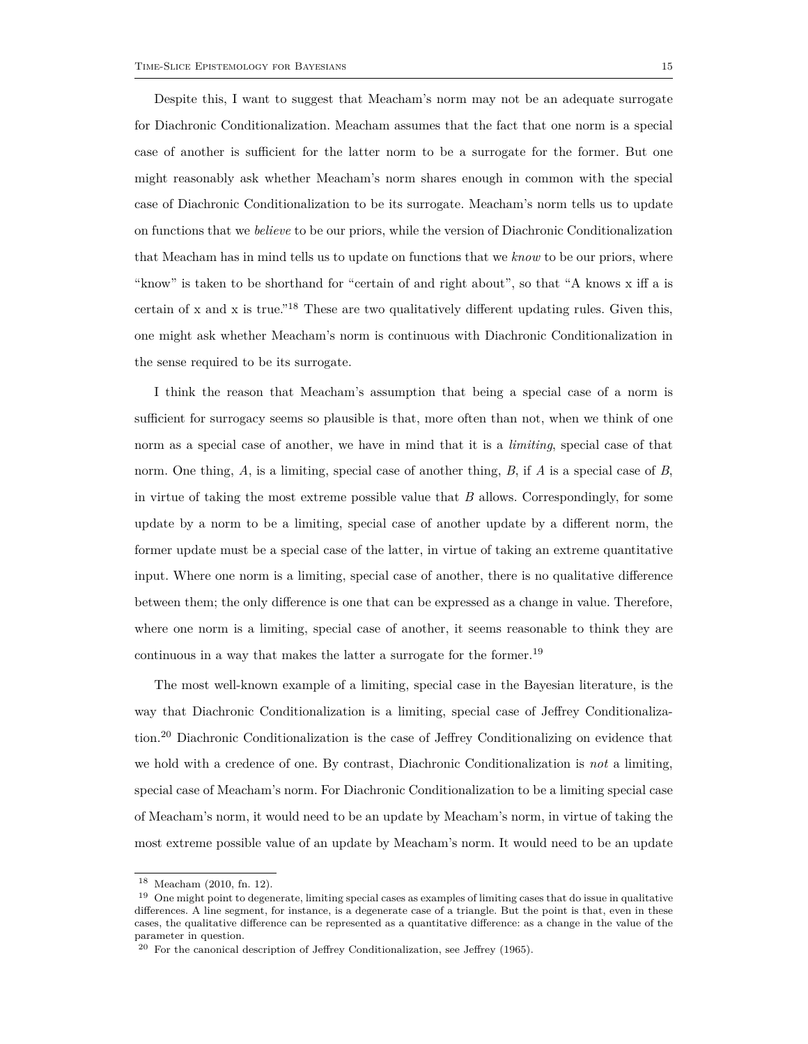Despite this, I want to suggest that Meacham's norm may not be an adequate surrogate for Diachronic Conditionalization. Meacham assumes that the fact that one norm is a special case of another is sufficient for the latter norm to be a surrogate for the former. But one might reasonably ask whether Meacham's norm shares enough in common with the special case of Diachronic Conditionalization to be its surrogate. Meacham's norm tells us to update on functions that we *believe* to be our priors, while the version of Diachronic Conditionalization that Meacham has in mind tells us to update on functions that we *know* to be our priors, where "know" is taken to be shorthand for "certain of and right about", so that "A knows x iff a is certain of x and x is true."[18] These are two qualitatively different updating rules. Given this, one might ask whether Meacham's norm is continuous with Diachronic Conditionalization in the sense required to be its surrogate.

I think the reason that Meacham's assumption that being a special case of a norm is sufficient for surrogacy seems so plausible is that, more often than not, when we think of one norm as a special case of another, we have in mind that it is a *limiting*, special case of that norm. One thing, *A*, is a limiting, special case of another thing, *B*, if *A* is a special case of *B*, in virtue of taking the most extreme possible value that *B* allows. Correspondingly, for some update by a norm to be a limiting, special case of another update by a different norm, the former update must be a special case of the latter, in virtue of taking an extreme quantitative input. Where one norm is a limiting, special case of another, there is no qualitative difference between them; the only difference is one that can be expressed as a change in value. Therefore, where one norm is a limiting, special case of another, it seems reasonable to think they are continuous in a way that makes the latter a surrogate for the former.[19]

The most well-known example of a limiting, special case in the Bayesian literature, is the way that Diachronic Conditionalization is a limiting, special case of Jeffrey Conditionalization.[20] Diachronic Conditionalization is the case of Jeffrey Conditionalizing on evidence that we hold with a credence of one. By contrast, Diachronic Conditionalization is *not* a limiting, special case of Meacham's norm. For Diachronic Conditionalization to be a limiting special case of Meacham's norm, it would need to be an update by Meacham's norm, in virtue of taking the most extreme possible value of an update by Meacham's norm. It would need to be an update

---

[18] Meacham (2010, fn. 12).

[19] One might point to degenerate, limiting special cases as examples of limiting cases that do issue in qualitative differences. A line segment, for instance, is a degenerate case of a triangle. But the point is that, even in these cases, the qualitative difference can be represented as a quantitative difference: as a change in the value of the parameter in question.

[20] For the canonical description of Jeffrey Conditionalization, see Jeffrey (1965).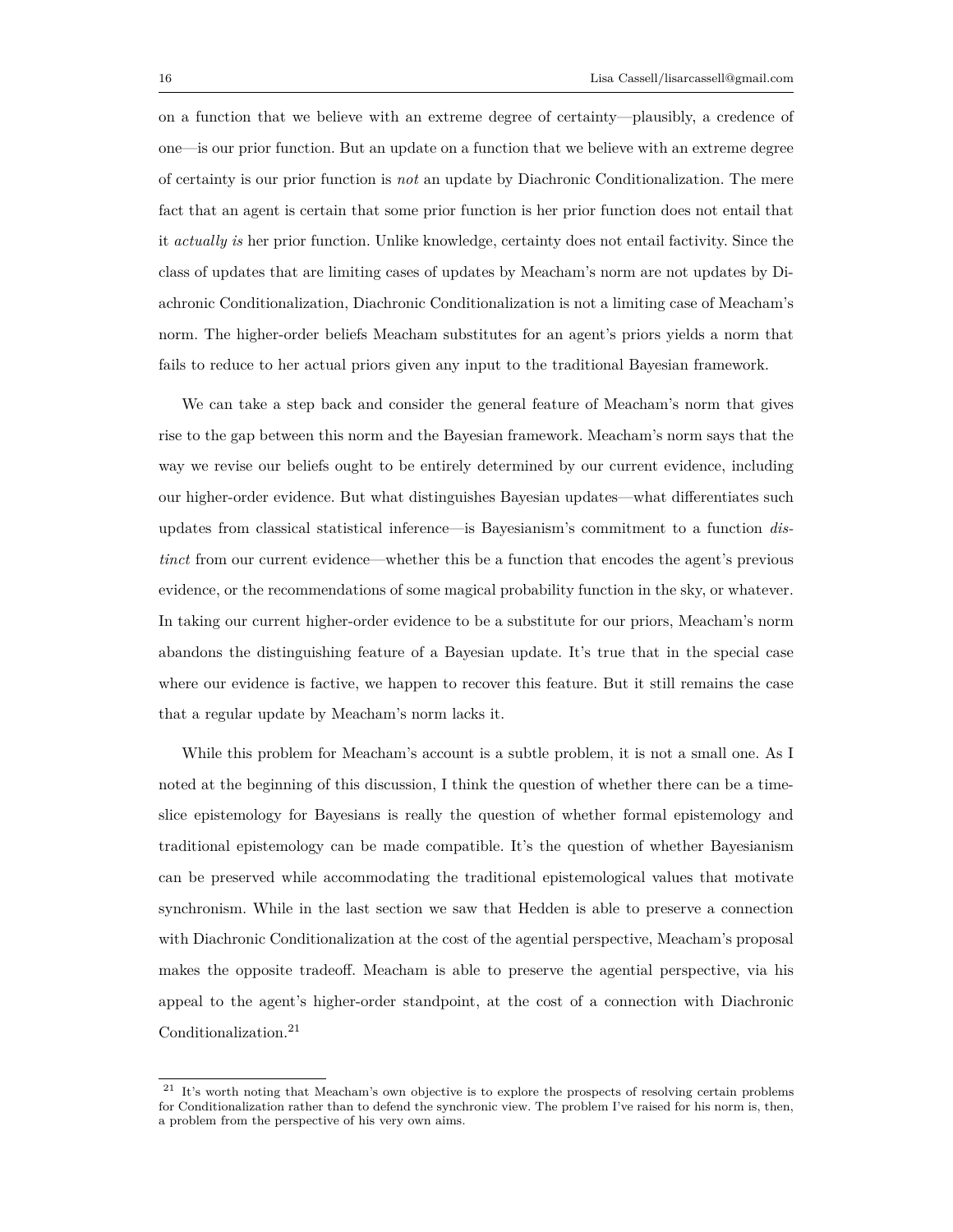on a function that we believe with an extreme degree of certainty—plausibly, a credence of one—is our prior function. But an update on a function that we believe with an extreme degree of certainty is our prior function is *not* an update by Diachronic Conditionalization. The mere fact that an agent is certain that some prior function is her prior function does not entail that it *actually is* her prior function. Unlike knowledge, certainty does not entail factivity. Since the class of updates that are limiting cases of updates by Meacham's norm are not updates by Diachronic Conditionalization, Diachronic Conditionalization is not a limiting case of Meacham's norm. The higher-order beliefs Meacham substitutes for an agent's priors yields a norm that fails to reduce to her actual priors given any input to the traditional Bayesian framework.

We can take a step back and consider the general feature of Meacham's norm that gives rise to the gap between this norm and the Bayesian framework. Meacham's norm says that the way we revise our beliefs ought to be entirely determined by our current evidence, including our higher-order evidence. But what distinguishes Bayesian updates—what differentiates such updates from classical statistical inference—is Bayesianism's commitment to a function *distinct* from our current evidence—whether this be a function that encodes the agent's previous evidence, or the recommendations of some magical probability function in the sky, or whatever. In taking our current higher-order evidence to be a substitute for our priors, Meacham's norm abandons the distinguishing feature of a Bayesian update. It's true that in the special case where our evidence is factive, we happen to recover this feature. But it still remains the case that a regular update by Meacham's norm lacks it.

While this problem for Meacham's account is a subtle problem, it is not a small one. As I noted at the beginning of this discussion, I think the question of whether there can be a time-slice epistemology for Bayesians is really the question of whether formal epistemology and traditional epistemology can be made compatible. It's the question of whether Bayesianism can be preserved while accommodating the traditional epistemological values that motivate synchronism. While in the last section we saw that Hedden is able to preserve a connection with Diachronic Conditionalization at the cost of the agential perspective, Meacham's proposal makes the opposite tradeoff. Meacham is able to preserve the agential perspective, via his appeal to the agent's higher-order standpoint, at the cost of a connection with Diachronic Conditionalization.[21]

[21] It's worth noting that Meacham's own objective is to explore the prospects of resolving certain problems for Conditionalization rather than to defend the synchronic view. The problem I've raised for his norm is, then, a problem from the perspective of his very own aims.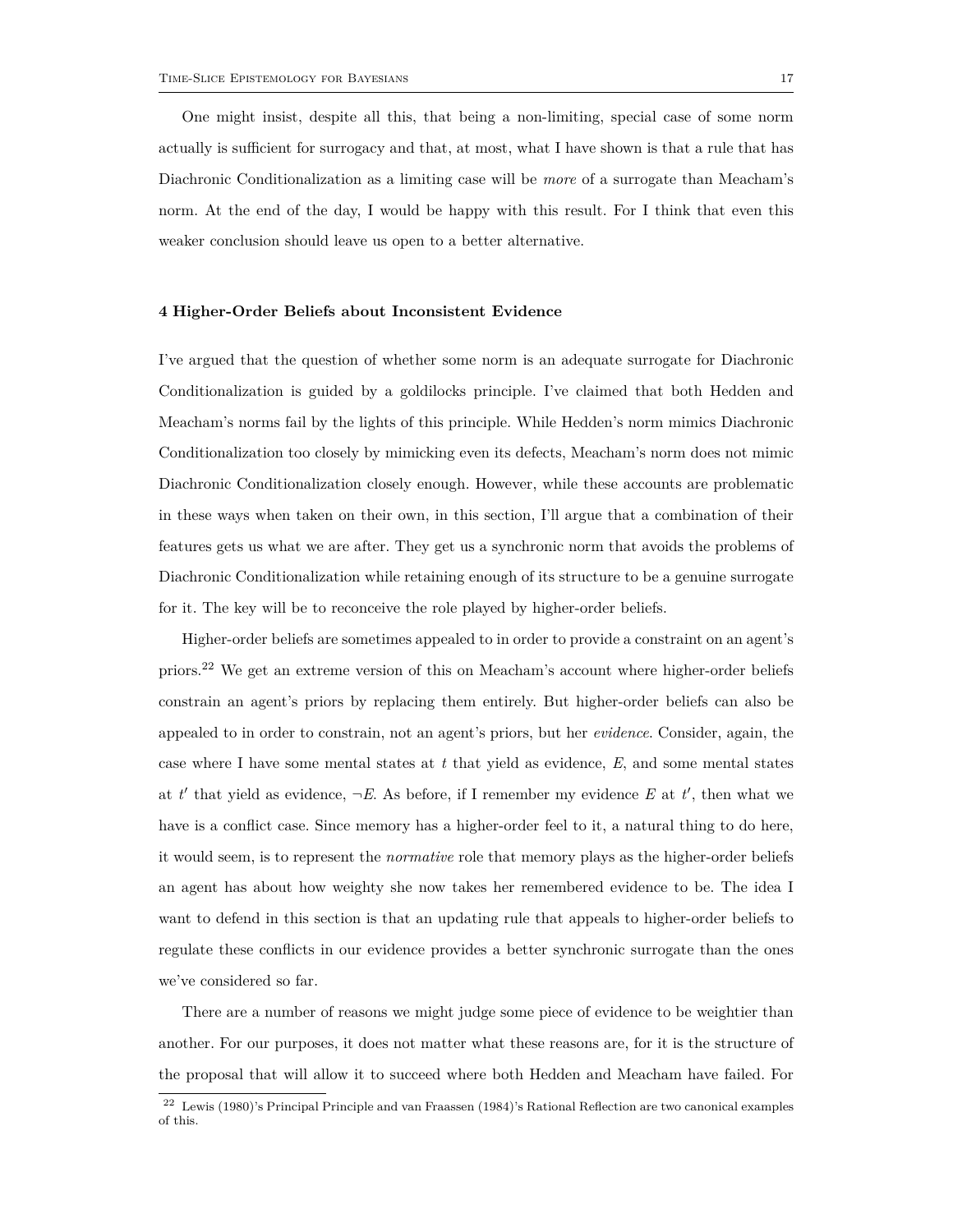One might insist, despite all this, that being a non-limiting, special case of some norm actually is sufficient for surrogacy and that, at most, what I have shown is that a rule that has Diachronic Conditionalization as a limiting case will be *more* of a surrogate than Meacham's norm. At the end of the day, I would be happy with this result. For I think that even this weaker conclusion should leave us open to a better alternative.

## 4 Higher-Order Beliefs about Inconsistent Evidence

I've argued that the question of whether some norm is an adequate surrogate for Diachronic Conditionalization is guided by a goldilocks principle. I've claimed that both Hedden and Meacham's norms fail by the lights of this principle. While Hedden's norm mimics Diachronic Conditionalization too closely by mimicking even its defects, Meacham's norm does not mimic Diachronic Conditionalization closely enough. However, while these accounts are problematic in these ways when taken on their own, in this section, I'll argue that a combination of their features gets us what we are after. They get us a synchronic norm that avoids the problems of Diachronic Conditionalization while retaining enough of its structure to be a genuine surrogate for it. The key will be to reconceive the role played by higher-order beliefs.

Higher-order beliefs are sometimes appealed to in order to provide a constraint on an agent's priors.[22] We get an extreme version of this on Meacham's account where higher-order beliefs constrain an agent's priors by replacing them entirely. But higher-order beliefs can also be appealed to in order to constrain, not an agent's priors, but her *evidence*. Consider, again, the case where I have some mental states at $t$ that yield as evidence, $E$, and some mental states at $t'$ that yield as evidence, $\neg E$. As before, if I remember my evidence $E$ at $t'$, then what we have is a conflict case. Since memory has a higher-order feel to it, a natural thing to do here, it would seem, is to represent the *normative* role that memory plays as the higher-order beliefs an agent has about how weighty she now takes her remembered evidence to be. The idea I want to defend in this section is that an updating rule that appeals to higher-order beliefs to regulate these conflicts in our evidence provides a better synchronic surrogate than the ones we've considered so far.

There are a number of reasons we might judge some piece of evidence to be weightier than another. For our purposes, it does not matter what these reasons are, for it is the structure of the proposal that will allow it to succeed where both Hedden and Meacham have failed. For

[22] Lewis (1980)'s Principal Principle and van Fraassen (1984)'s Rational Reflection are two canonical examples of this.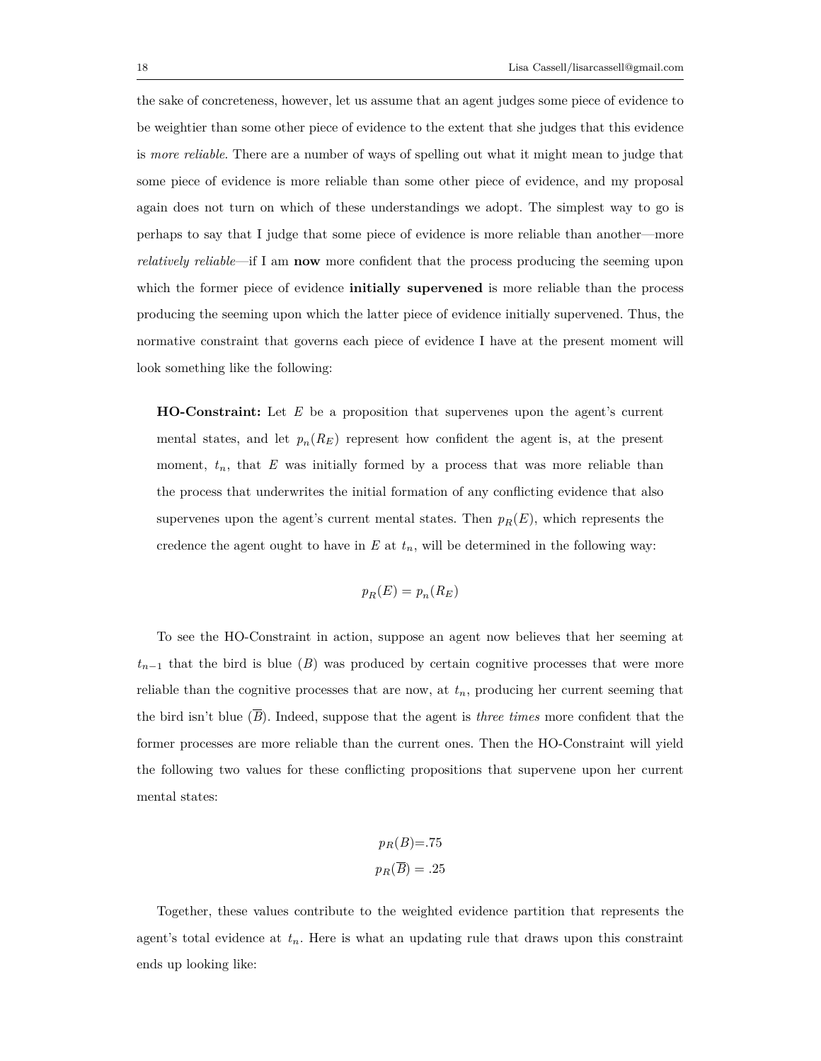the sake of concreteness, however, let us assume that an agent judges some piece of evidence to be weightier than some other piece of evidence to the extent that she judges that this evidence is *more reliable*. There are a number of ways of spelling out what it might mean to judge that some piece of evidence is more reliable than some other piece of evidence, and my proposal again does not turn on which of these understandings we adopt. The simplest way to go is perhaps to say that I judge that some piece of evidence is more reliable than another—more *relatively reliable*—if I am **now** more confident that the process producing the seeming upon which the former piece of evidence **initially supervened** is more reliable than the process producing the seeming upon which the latter piece of evidence initially supervened. Thus, the normative constraint that governs each piece of evidence I have at the present moment will look something like the following:

> **HO-Constraint:** Let $E$ be a proposition that supervenes upon the agent's current mental states, and let $p_n(R_E)$ represent how confident the agent is, at the present moment, $t_n$, that $E$ was initially formed by a process that was more reliable than the process that underwrites the initial formation of any conflicting evidence that also supervenes upon the agent's current mental states. Then $p_R(E)$, which represents the credence the agent ought to have in $E$ at $t_n$, will be determined in the following way:
>
> $$p_R(E) = p_n(R_E)$$

To see the HO-Constraint in action, suppose an agent now believes that her seeming at $t_{n-1}$ that the bird is blue ($B$) was produced by certain cognitive processes that were more reliable than the cognitive processes that are now, at $t_n$, producing her current seeming that the bird isn't blue ($\overline{B}$). Indeed, suppose that the agent is *three times* more confident that the former processes are more reliable than the current ones. Then the HO-Constraint will yield the following two values for these conflicting propositions that supervene upon her current mental states:

$$p_R(B) = .75$$
$$p_R(\overline{B}) = .25$$

Together, these values contribute to the weighted evidence partition that represents the agent's total evidence at $t_n$. Here is what an updating rule that draws upon this constraint ends up looking like: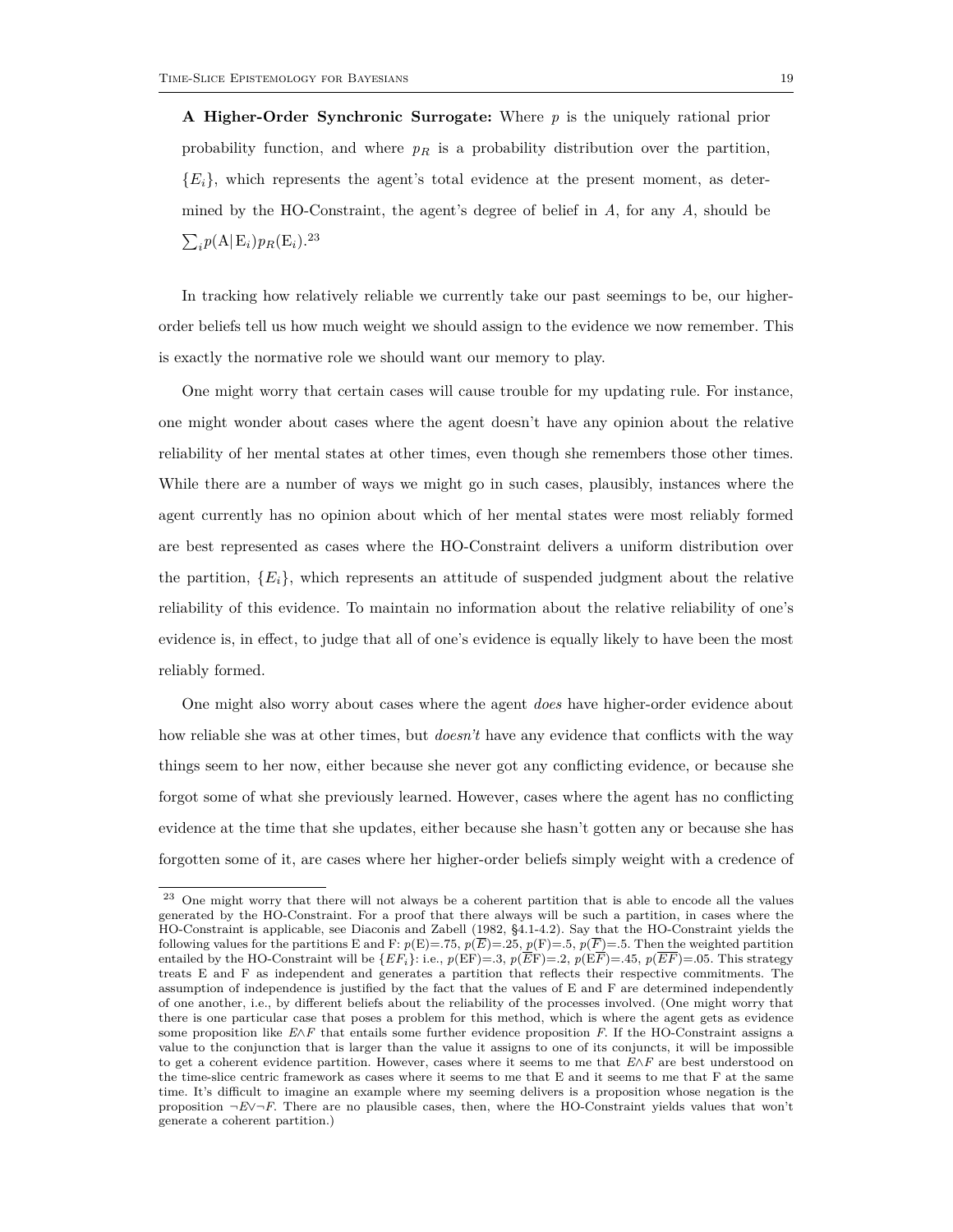**A Higher-Order Synchronic Surrogate:** Where $p$ is the uniquely rational prior probability function, and where $p_R$ is a probability distribution over the partition, $\{E_i\}$, which represents the agent's total evidence at the present moment, as determined by the HO-Constraint, the agent's degree of belief in $A$, for any $A$, should be $\sum_i p(\mathrm{A}|\mathrm{E}_i)p_R(\mathrm{E}_i)$.[23]

In tracking how relatively reliable we currently take our past seemings to be, our higher-order beliefs tell us how much weight we should assign to the evidence we now remember. This is exactly the normative role we should want our memory to play.

One might worry that certain cases will cause trouble for my updating rule. For instance, one might wonder about cases where the agent doesn't have any opinion about the relative reliability of her mental states at other times, even though she remembers those other times. While there are a number of ways we might go in such cases, plausibly, instances where the agent currently has no opinion about which of her mental states were most reliably formed are best represented as cases where the HO-Constraint delivers a uniform distribution over the partition, $\{E_i\}$, which represents an attitude of suspended judgment about the relative reliability of this evidence. To maintain no information about the relative reliability of one's evidence is, in effect, to judge that all of one's evidence is equally likely to have been the most reliably formed.

One might also worry about cases where the agent *does* have higher-order evidence about how reliable she was at other times, but *doesn't* have any evidence that conflicts with the way things seem to her now, either because she never got any conflicting evidence, or because she forgot some of what she previously learned. However, cases where the agent has no conflicting evidence at the time that she updates, either because she hasn't gotten any or because she has forgotten some of it, are cases where her higher-order beliefs simply weight with a credence of

[23] One might worry that there will not always be a coherent partition that is able to encode all the values generated by the HO-Constraint. For a proof that there always will be such a partition, in cases where the HO-Constraint is applicable, see Diaconis and Zabell (1982, §4.1-4.2). Say that the HO-Constraint yields the following values for the partitions E and F: $p(\mathrm{E})$=.75, $p(\overline{E})$=.25, $p(\mathrm{F})$=.5, $p(\overline{F})$=.5. Then the weighted partition entailed by the HO-Constraint will be $\{EF_i\}$: i.e., $p(\mathrm{EF})$=.3, $p(\overline{E}\mathrm{F})$=.2, $p(\mathrm{E}\overline{F})$=.45, $p(\overline{EF})$=.05. This strategy treats E and F as independent and generates a partition that reflects their respective commitments. The assumption of independence is justified by the fact that the values of E and F are determined independently of one another, i.e., by different beliefs about the reliability of the processes involved. (One might worry that there is one particular case that poses a problem for this method, which is where the agent gets as evidence some proposition like $E \wedge F$ that entails some further evidence proposition $F$. If the HO-Constraint assigns a value to the conjunction that is larger than the value it assigns to one of its conjuncts, it will be impossible to get a coherent evidence partition. However, cases where it seems to me that $E \wedge F$ are best understood on the time-slice centric framework as cases where it seems to me that E and it seems to me that F at the same time. It's difficult to imagine an example where my seeming delivers is a proposition whose negation is the proposition $\neg E \vee \neg F$. There are no plausible cases, then, where the HO-Constraint yields values that won't generate a coherent partition.)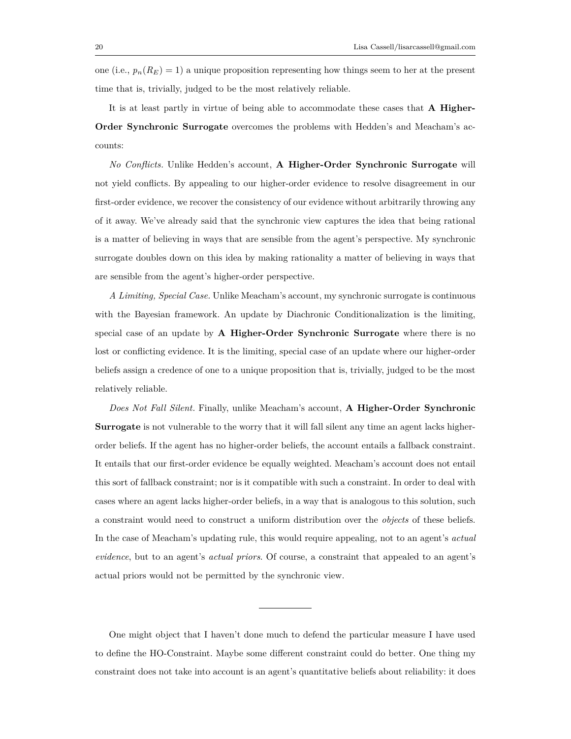one (i.e., $p_n(R_E) = 1$) a unique proposition representing how things seem to her at the present time that is, trivially, judged to be the most relatively reliable.

It is at least partly in virtue of being able to accommodate these cases that **A Higher-Order Synchronic Surrogate** overcomes the problems with Hedden's and Meacham's accounts:

*No Conflicts.* Unlike Hedden's account, **A Higher-Order Synchronic Surrogate** will not yield conflicts. By appealing to our higher-order evidence to resolve disagreement in our first-order evidence, we recover the consistency of our evidence without arbitrarily throwing any of it away. We've already said that the synchronic view captures the idea that being rational is a matter of believing in ways that are sensible from the agent's perspective. My synchronic surrogate doubles down on this idea by making rationality a matter of believing in ways that are sensible from the agent's higher-order perspective.

*A Limiting, Special Case.* Unlike Meacham's account, my synchronic surrogate is continuous with the Bayesian framework. An update by Diachronic Conditionalization is the limiting, special case of an update by **A Higher-Order Synchronic Surrogate** where there is no lost or conflicting evidence. It is the limiting, special case of an update where our higher-order beliefs assign a credence of one to a unique proposition that is, trivially, judged to be the most relatively reliable.

*Does Not Fall Silent.* Finally, unlike Meacham's account, **A Higher-Order Synchronic Surrogate** is not vulnerable to the worry that it will fall silent any time an agent lacks higher-order beliefs. If the agent has no higher-order beliefs, the account entails a fallback constraint. It entails that our first-order evidence be equally weighted. Meacham's account does not entail this sort of fallback constraint; nor is it compatible with such a constraint. In order to deal with cases where an agent lacks higher-order beliefs, in a way that is analogous to this solution, such a constraint would need to construct a uniform distribution over the *objects* of these beliefs. In the case of Meacham's updating rule, this would require appealing, not to an agent's *actual evidence*, but to an agent's *actual priors*. Of course, a constraint that appealed to an agent's actual priors would not be permitted by the synchronic view.

---

One might object that I haven't done much to defend the particular measure I have used to define the HO-Constraint. Maybe some different constraint could do better. One thing my constraint does not take into account is an agent's quantitative beliefs about reliability: it does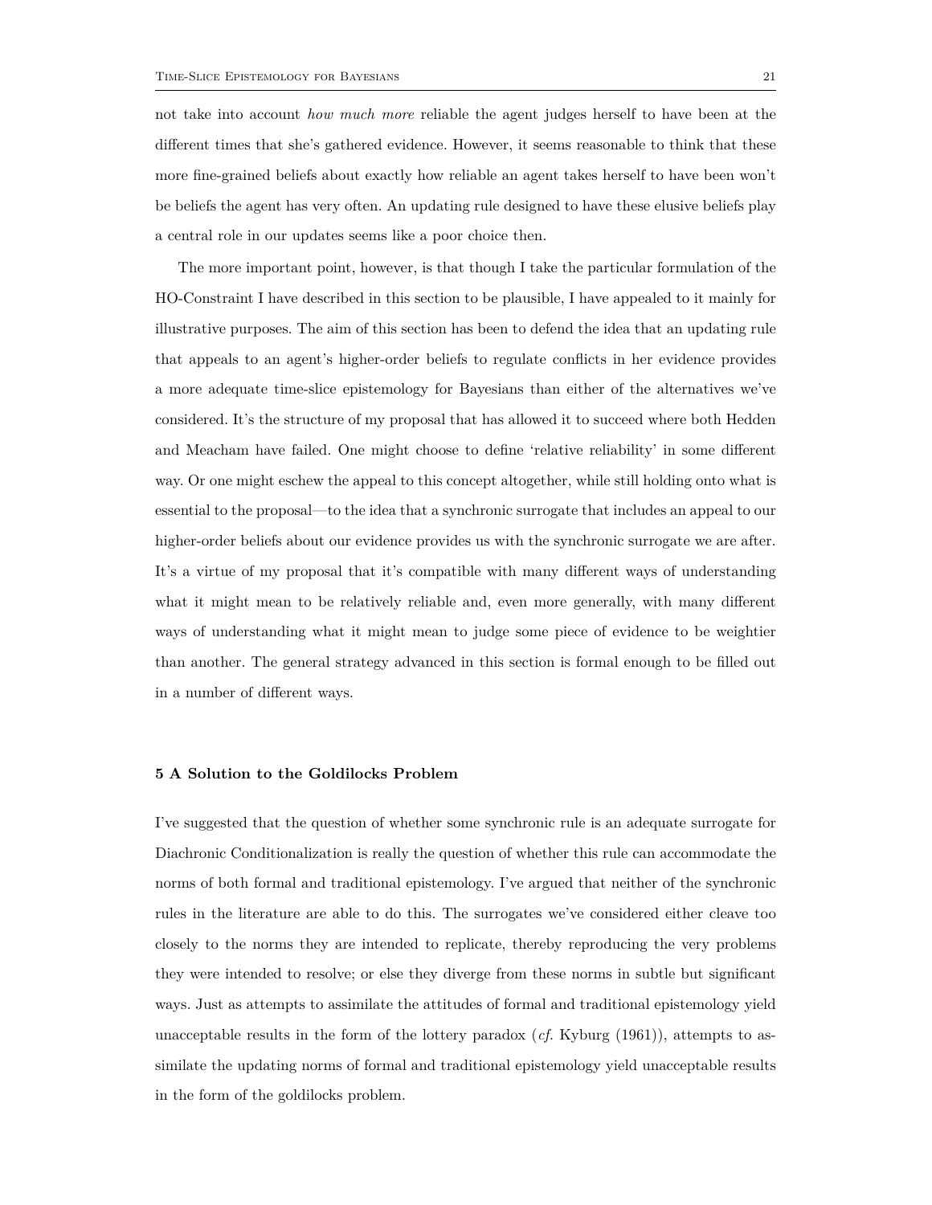not take into account *how much more* reliable the agent judges herself to have been at the different times that she's gathered evidence. However, it seems reasonable to think that these more fine-grained beliefs about exactly how reliable an agent takes herself to have been won't be beliefs the agent has very often. An updating rule designed to have these elusive beliefs play a central role in our updates seems like a poor choice then.

The more important point, however, is that though I take the particular formulation of the HO-Constraint I have described in this section to be plausible, I have appealed to it mainly for illustrative purposes. The aim of this section has been to defend the idea that an updating rule that appeals to an agent's higher-order beliefs to regulate conflicts in her evidence provides a more adequate time-slice epistemology for Bayesians than either of the alternatives we've considered. It's the structure of my proposal that has allowed it to succeed where both Hedden and Meacham have failed. One might choose to define 'relative reliability' in some different way. Or one might eschew the appeal to this concept altogether, while still holding onto what is essential to the proposal—to the idea that a synchronic surrogate that includes an appeal to our higher-order beliefs about our evidence provides us with the synchronic surrogate we are after. It's a virtue of my proposal that it's compatible with many different ways of understanding what it might mean to be relatively reliable and, even more generally, with many different ways of understanding what it might mean to judge some piece of evidence to be weightier than another. The general strategy advanced in this section is formal enough to be filled out in a number of different ways.

## 5 A Solution to the Goldilocks Problem

I've suggested that the question of whether some synchronic rule is an adequate surrogate for Diachronic Conditionalization is really the question of whether this rule can accommodate the norms of both formal and traditional epistemology. I've argued that neither of the synchronic rules in the literature are able to do this. The surrogates we've considered either cleave too closely to the norms they are intended to replicate, thereby reproducing the very problems they were intended to resolve; or else they diverge from these norms in subtle but significant ways. Just as attempts to assimilate the attitudes of formal and traditional epistemology yield unacceptable results in the form of the lottery paradox (*cf.* Kyburg (1961)), attempts to assimilate the updating norms of formal and traditional epistemology yield unacceptable results in the form of the goldilocks problem.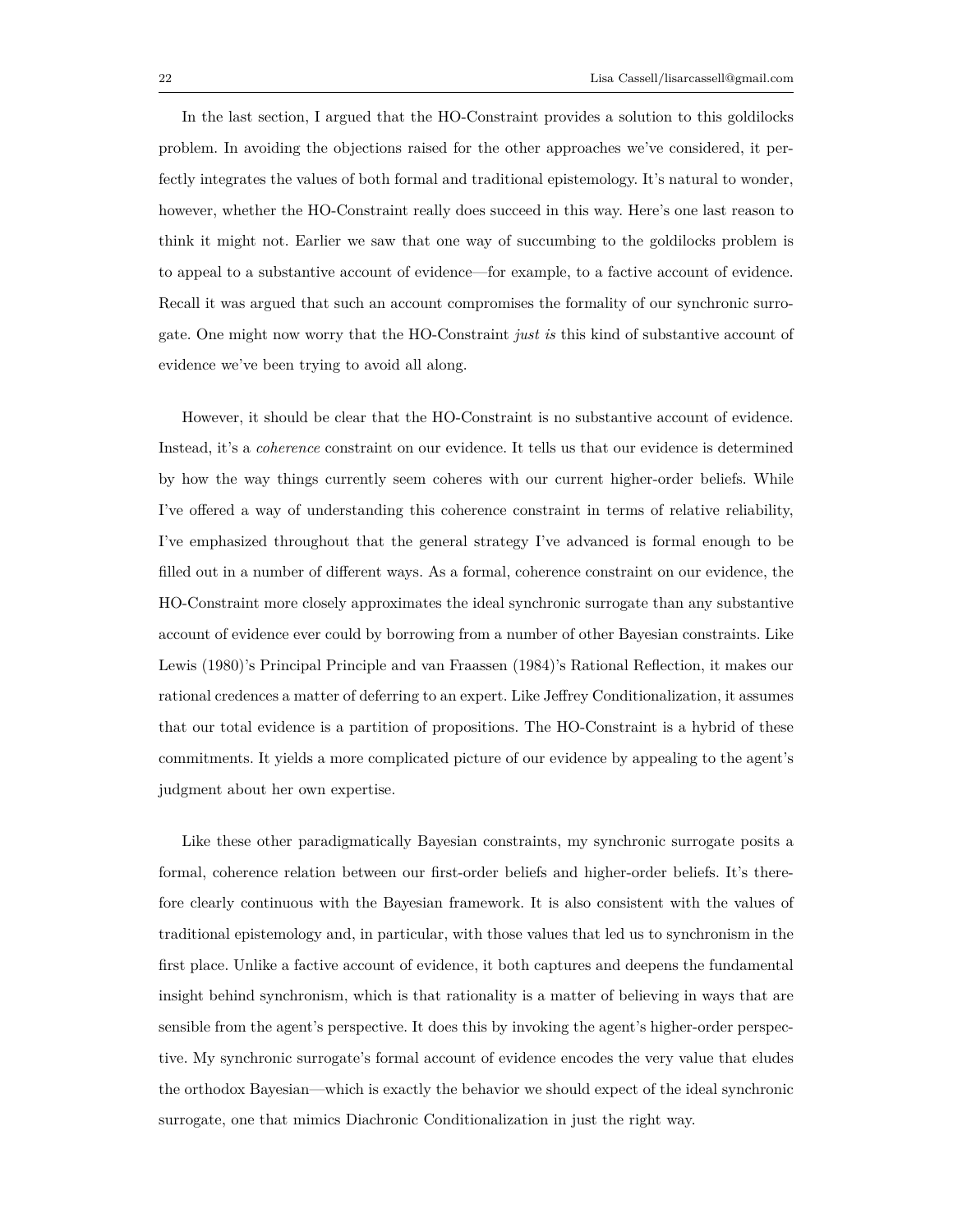In the last section, I argued that the HO-Constraint provides a solution to this goldilocks problem. In avoiding the objections raised for the other approaches we've considered, it perfectly integrates the values of both formal and traditional epistemology. It's natural to wonder, however, whether the HO-Constraint really does succeed in this way. Here's one last reason to think it might not. Earlier we saw that one way of succumbing to the goldilocks problem is to appeal to a substantive account of evidence—for example, to a factive account of evidence. Recall it was argued that such an account compromises the formality of our synchronic surrogate. One might now worry that the HO-Constraint *just is* this kind of substantive account of evidence we've been trying to avoid all along.

However, it should be clear that the HO-Constraint is no substantive account of evidence. Instead, it's a *coherence* constraint on our evidence. It tells us that our evidence is determined by how the way things currently seem coheres with our current higher-order beliefs. While I've offered a way of understanding this coherence constraint in terms of relative reliability, I've emphasized throughout that the general strategy I've advanced is formal enough to be filled out in a number of different ways. As a formal, coherence constraint on our evidence, the HO-Constraint more closely approximates the ideal synchronic surrogate than any substantive account of evidence ever could by borrowing from a number of other Bayesian constraints. Like Lewis (1980)'s Principal Principle and van Fraassen (1984)'s Rational Reflection, it makes our rational credences a matter of deferring to an expert. Like Jeffrey Conditionalization, it assumes that our total evidence is a partition of propositions. The HO-Constraint is a hybrid of these commitments. It yields a more complicated picture of our evidence by appealing to the agent's judgment about her own expertise.

Like these other paradigmatically Bayesian constraints, my synchronic surrogate posits a formal, coherence relation between our first-order beliefs and higher-order beliefs. It's therefore clearly continuous with the Bayesian framework. It is also consistent with the values of traditional epistemology and, in particular, with those values that led us to synchronism in the first place. Unlike a factive account of evidence, it both captures and deepens the fundamental insight behind synchronism, which is that rationality is a matter of believing in ways that are sensible from the agent's perspective. It does this by invoking the agent's higher-order perspective. My synchronic surrogate's formal account of evidence encodes the very value that eludes the orthodox Bayesian—which is exactly the behavior we should expect of the ideal synchronic surrogate, one that mimics Diachronic Conditionalization in just the right way.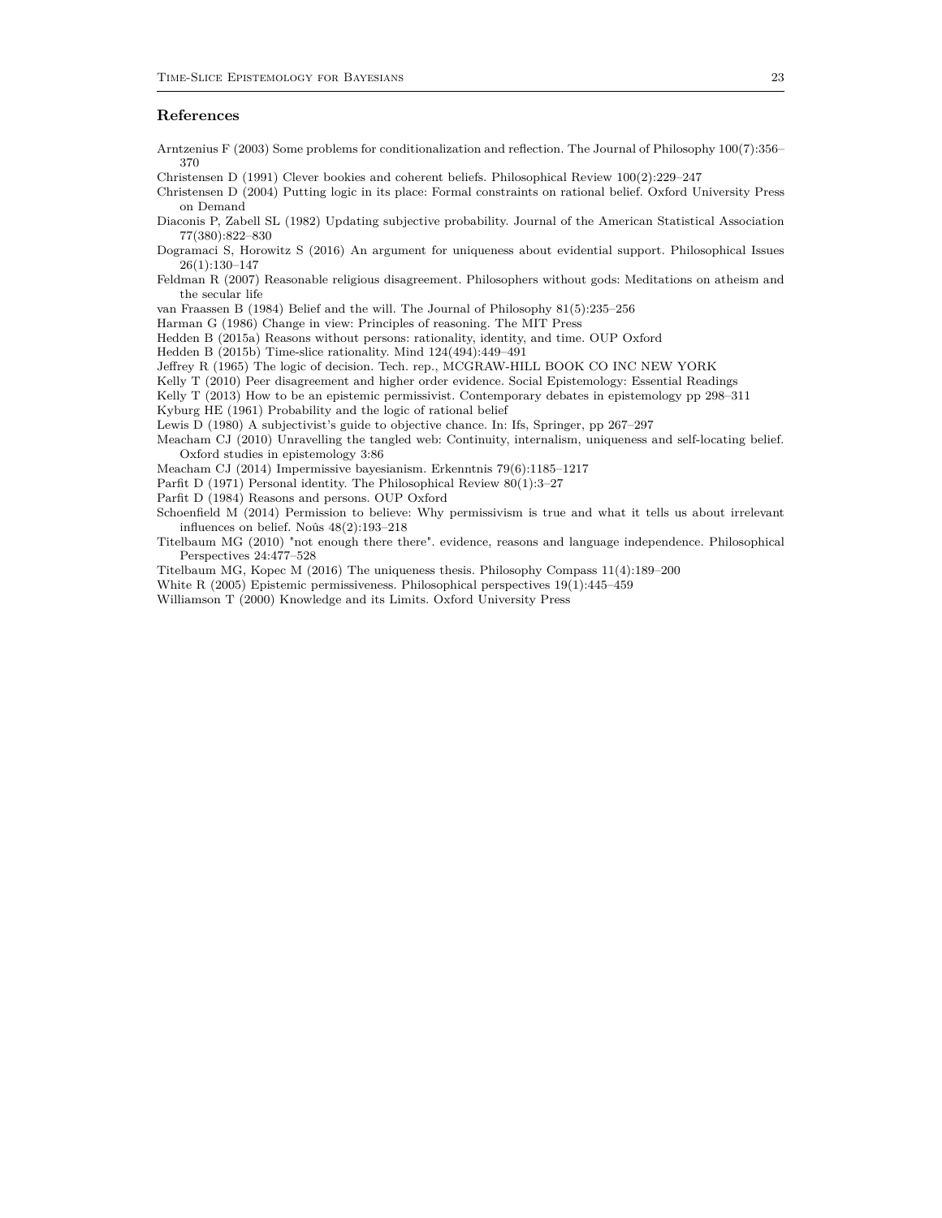## References

Arntzenius F (2003) Some problems for conditionalization and reflection. The Journal of Philosophy 100(7):356–370

Christensen D (1991) Clever bookies and coherent beliefs. Philosophical Review 100(2):229–247

Christensen D (2004) Putting logic in its place: Formal constraints on rational belief. Oxford University Press on Demand

Diaconis P, Zabell SL (1982) Updating subjective probability. Journal of the American Statistical Association 77(380):822–830

Dogramaci S, Horowitz S (2016) An argument for uniqueness about evidential support. Philosophical Issues 26(1):130–147

Feldman R (2007) Reasonable religious disagreement. Philosophers without gods: Meditations on atheism and the secular life

van Fraassen B (1984) Belief and the will. The Journal of Philosophy 81(5):235–256

Harman G (1986) Change in view: Principles of reasoning. The MIT Press

Hedden B (2015a) Reasons without persons: rationality, identity, and time. OUP Oxford

Hedden B (2015b) Time-slice rationality. Mind 124(494):449–491

Jeffrey R (1965) The logic of decision. Tech. rep., MCGRAW-HILL BOOK CO INC NEW YORK

Kelly T (2010) Peer disagreement and higher order evidence. Social Epistemology: Essential Readings

Kelly T (2013) How to be an epistemic permissivist. Contemporary debates in epistemology pp 298–311

Kyburg HE (1961) Probability and the logic of rational belief

Lewis D (1980) A subjectivist's guide to objective chance. In: Ifs, Springer, pp 267–297

Meacham CJ (2010) Unravelling the tangled web: Continuity, internalism, uniqueness and self-locating belief. Oxford studies in epistemology 3:86

Meacham CJ (2014) Impermissive bayesianism. Erkenntnis 79(6):1185–1217

Parfit D (1971) Personal identity. The Philosophical Review 80(1):3–27

Parfit D (1984) Reasons and persons. OUP Oxford

Schoenfield M (2014) Permission to believe: Why permissivism is true and what it tells us about irrelevant influences on belief. Noûs 48(2):193–218

Titelbaum MG (2010) "not enough there there". evidence, reasons and language independence. Philosophical Perspectives 24:477–528

Titelbaum MG, Kopec M (2016) The uniqueness thesis. Philosophy Compass 11(4):189–200

White R (2005) Epistemic permissiveness. Philosophical perspectives 19(1):445–459

Williamson T (2000) Knowledge and its Limits. Oxford University Press